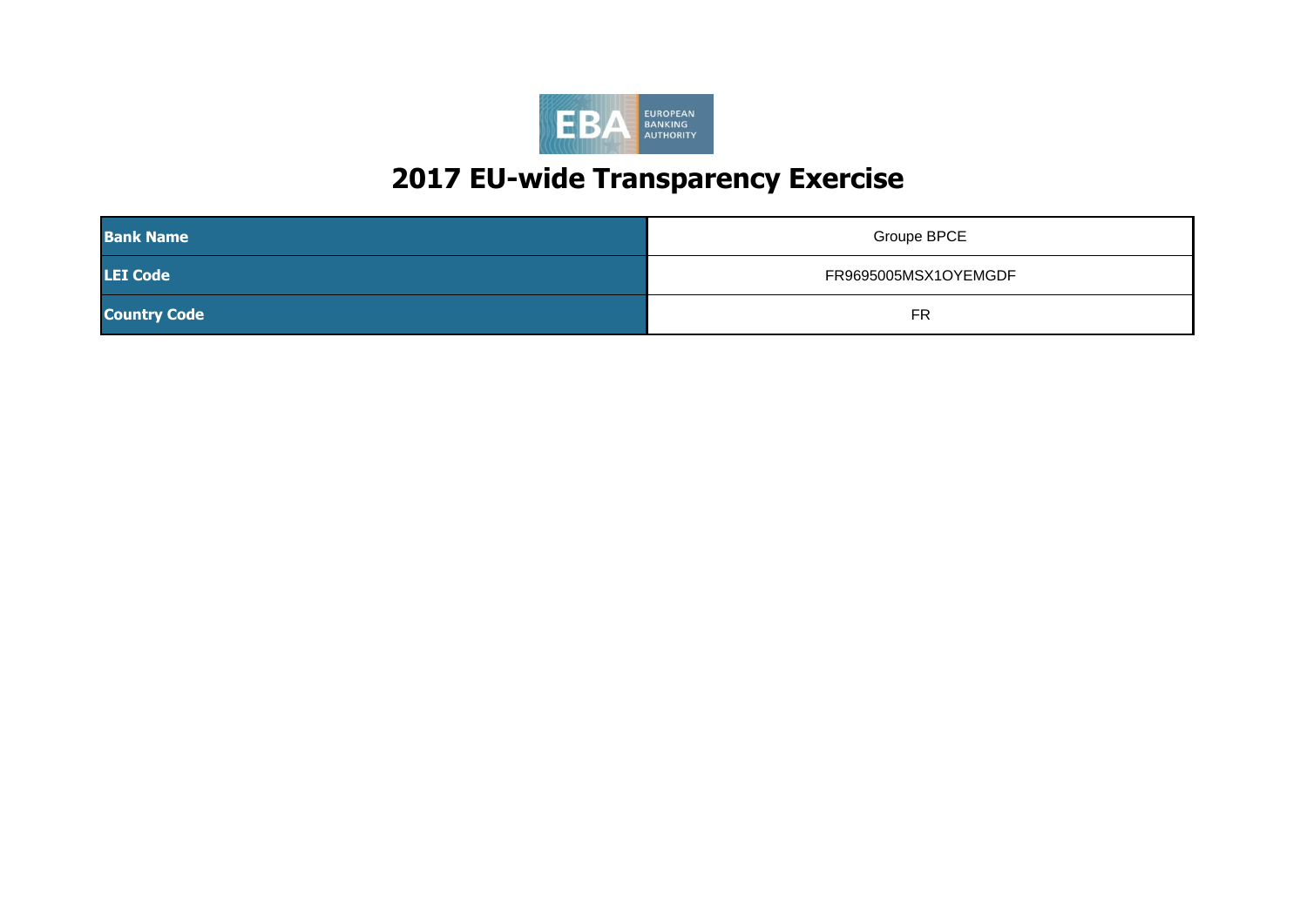# 2017 EU-wide Transparency Exercise

| Bank Name | Groupe BPCE |
|---|---|
| LEI Code | FR9695005MSX1OYEMGDF |
| Country Code | FR |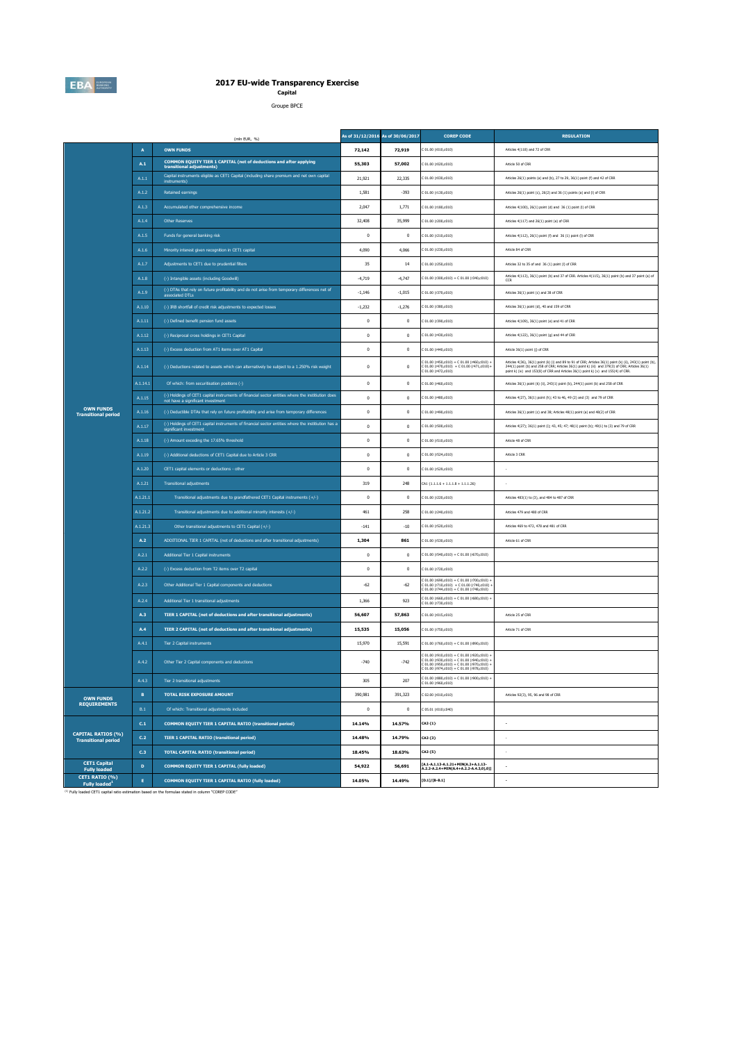# 2017 EU-wide Transparency Exercise

**Capital**

Groupe BPCE

| | | (mln EUR, %) | As of 31/12/2016 | As of 30/06/2017 | COREP CODE | REGULATION |
|---|---|---|---|---|---|---|
| OWN FUNDS Transitional period | A | **OWN FUNDS** | **72,142** | **72,919** | C 01.00 (r010,c010) | Articles 4(118) and 72 of CRR |
| | A.1 | **COMMON EQUITY TIER 1 CAPITAL (net of deductions and after applying transitional adjustments)** | **55,303** | **57,002** | C 01.00 (r020,c010) | Article 50 of CRR |
| | A.1.1 | Capital instruments eligible as CET1 Capital (including share premium and net own capital instruments) | 21,921 | 22,335 | C 01.00 (r030,c010) | Articles 26(1) points (a) and (b), 27 to 29, 36(1) point (f) and 42 of CRR |
| | A.1.2 | Retained earnings | 1,581 | -393 | C 01.00 (r130,c010) | Articles 26(1) point (c), 26(2) and 36 (1) points (a) and (l) of CRR |
| | A.1.3 | Accumulated other comprehensive income | 2,047 | 1,771 | C 01.00 (r180,c010) | Articles 4(100), 26(1) point (d) and 36 (1) point (l) of CRR |
| | A.1.4 | Other Reserves | 32,408 | 35,999 | C 01.00 (r200,c010) | Articles 4(117) and 26(1) point (e) of CRR |
| | A.1.5 | Funds for general banking risk | 0 | 0 | C 01.00 (r210,c010) | Articles 4(112), 26(1) point (f) and 36 (1) point (l) of CRR |
| | A.1.6 | Minority interest given recognition in CET1 capital | 4,090 | 4,066 | C 01.00 (r230,c010) | Article 84 of CRR |
| | A.1.7 | Adjustments to CET1 due to prudential filters | 35 | 14 | C 01.00 (r250,c010) | Articles 32 to 35 of and 36 (1) point (l) of CRR |
| | A.1.8 | (-) Intangible assets (including Goodwill) | -4,719 | -4,747 | C 01.00 (r300,c010) + C 01.00 (r340,c010) | Articles 4(113), 36(1) point (b) and 37 of CRR. Articles 4(115), 36(1) point (b) and 37 point (a) of CCR |
| | A.1.9 | (-) DTAs that rely on future profitability and do not arise from temporary differences net of associated DTLs | -1,146 | -1,015 | C 01.00 (r370,c010) | Articles 36(1) point (c) and 38 of CRR |
| | A.1.10 | (-) IRB shortfall of credit risk adjustments to expected losses | -1,232 | -1,276 | C 01.00 (r380,c010) | Articles 36(1) point (d), 40 and 159 of CRR |
| | A.1.11 | (-) Defined benefit pension fund assets | 0 | 0 | C 01.00 (r390,c010) | Articles 4(109), 36(1) point (e) and 41 of CRR |
| | A.1.12 | (-) Reciprocal cross holdings in CET1 Capital | 0 | 0 | C 01.00 (r430,c010) | Articles 4(122), 36(1) point (g) and 44 of CRR |
| | A.1.13 | (-) Excess deduction from AT1 items over AT1 Capital | 0 | 0 | C 01.00 (r440,c010) | Article 36(1) point (j) of CRR |
| | A.1.14 | (-) Deductions related to assets which can alternatively be subject to a 1.250% risk weight | 0 | 0 | C 01.00 (r450,c010) + C 01.00 (r460,c010) + C 01.00 (r470,c010) + C 01.00 (r471,c010)+ C 01.00 (r472,c010) | Articles 4(36), 36(1) point (k) (i) and 89 to 91 of CRR; Articles 36(1) point (k) (ii), 243(1) point (b), 244(1) point (b) and 258 of CRR; Articles 36(1) point k) (iii) and 379(3) of CRR; Articles 36(1) point k) (iv) and 153(8) of CRR and Articles 36(1) point k) (v) and 155(4) of CRR. |
| | A.1.14.1 | Of which: from securitisation positions (-) | 0 | 0 | C 01.00 (r460,c010) | Articles 36(1) point (k) (ii), 243(1) point (b), 244(1) point (b) and 258 of CRR |
| | A.1.15 | (-) Holdings of CET1 capital instruments of financial sector entities where the institution does not have a significant investment | 0 | 0 | C 01.00 (r480,c010) | Articles 4(27), 36(1) point (h); 43 to 46, 49 (2) and (3) and 79 of CRR |
| | A.1.16 | (-) Deductible DTAs that rely on future profitability and arise from temporary differences | 0 | 0 | C 01.00 (r490,c010) | Articles 36(1) point (c) and 38; Articles 48(1) point (a) and 48(2) of CRR |
| | A.1.17 | (-) Holdings of CET1 capital instruments of financial sector entities where the institution has a significant investment | 0 | 0 | C 01.00 (r500,c010) | Articles 4(27); 36(1) point (i); 43, 45; 47; 48(1) point (b); 49(1) to (3) and 79 of CRR |
| | A.1.18 | (-) Amount exceding the 17.65% threshold | 0 | 0 | C 01.00 (r510,c010) | Article 48 of CRR |
| | A.1.19 | (-) Additional deductions of CET1 Capital due to Article 3 CRR | 0 | 0 | C 01.00 (r524,c010) | Article 3 CRR |
| | A.1.20 | CET1 capital elements or deductions - other | 0 | 0 | C 01.00 (r529,c010) | - |
| | A.1.21 | Transitional adjustments | 319 | 248 | CA1 {1.1.1.6 + 1.1.1.8 + 1.1.1.26} | - |
| | A.1.21.1 | Transitional adjustments due to grandfathered CET1 Capital instruments (+/-) | 0 | 0 | C 01.00 (r220,c010) | Articles 483(1) to (3), and 484 to 487 of CRR |
| | A.1.21.2 | Transitional adjustments due to additional minority interests (+/-) | 461 | 258 | C 01.00 (r240,c010) | Articles 479 and 480 of CRR |
| | A.1.21.3 | Other transitional adjustments to CET1 Capital (+/-) | -141 | -10 | C 01.00 (r520,c010) | Articles 469 to 472, 478 and 481 of CRR |
| | A.2 | ADDITIONAL TIER 1 CAPITAL (net of deductions and after transitional adjustments) | **1,304** | **861** | C 01.00 (r530,c010) | Article 61 of CRR |
| | A.2.1 | Additional Tier 1 Capital instruments | 0 | 0 | C 01.00 (r540,c010) + C 01.00 (r670,c010) | |
| | A.2.2 | (-) Excess deduction from T2 items over T2 capital | 0 | 0 | C 01.00 (r720,c010) | |
| | A.2.3 | Other Additional Tier 1 Capital components and deductions | -62 | -62 | C 01.00 (r690,c010) + C 01.00 (r700,c010) + C 01.00 (r710,c010) + C 01.00 (r740,c010) + C 01.00 (r744,c010) + C 01.00 (r748,c010) | |
| | A.2.4 | Additional Tier 1 transitional adjustments | 1,366 | 923 | C 01.00 (r660,c010) + C 01.00 (r680,c010) + C 01.00 (r730,c010) | |
| | A.3 | **TIER 1 CAPITAL (net of deductions and after transitional adjustments)** | **56,607** | **57,863** | C 01.00 (r015,c010) | Article 25 of CRR |
| | A.4 | **TIER 2 CAPITAL (net of deductions and after transitional adjustments)** | **15,535** | **15,056** | C 01.00 (r750,c010) | Article 71 of CRR |
| | A.4.1 | Tier 2 Capital instruments | 15,970 | 15,591 | C 01.00 (r760,c010) + C 01.00 (r890,c010) | |
| | A.4.2 | Other Tier 2 Capital components and deductions | -740 | -742 | C 01.00 (r910,c010) + C 01.00 (r920,c010) + C 01.00 (r930,c010) + C 01.00 (r940,c010) + C 01.00 (r950,c010) + C 01.00 (r970,c010) + C 01.00 (r974,c010) + C 01.00 (r978,c010) | |
| | A.4.3 | Tier 2 transitional adjustments | 305 | 207 | C 01.00 (r880,c010) + C 01.00 (r900,c010) + C 01.00 (r960,c010) | |
| OWN FUNDS REQUIREMENTS | B | **TOTAL RISK EXPOSURE AMOUNT** | **390,981** | **391,323** | C 02.00 (r010,c010) | Articles 92(3), 95, 96 and 98 of CRR |
| | B.1 | Of which: Transitional adjustments included | 0 | 0 | C 05.01 (r010;c040) | |
| CAPITAL RATIOS (%) Transitional period | C.1 | **COMMON EQUITY TIER 1 CAPITAL RATIO (transitional period)** | **14.14%** | **14.57%** | CA3 {1} | - |
| | C.2 | **TIER 1 CAPITAL RATIO (transitional period)** | **14.48%** | **14.79%** | CA3 {3} | - |
| | C.3 | **TOTAL CAPITAL RATIO (transitional period)** | **18.45%** | **18.63%** | CA3 {5} | - |
| CET1 Capital Fully loaded | D | **COMMON EQUITY TIER 1 CAPITAL (fully loaded)** | **54,922** | **56,691** | [A.1-A.1.13-A.1.21+MIN(A.2+A.1.13-A.2.2-A.2.4+MIN(A.4+A.2.2-A.4.3,0),0)] | - |
| CET1 RATIO (%) Fully loaded[1] | E | **COMMON EQUITY TIER 1 CAPITAL RATIO (fully loaded)** | **14.05%** | **14.49%** | [D.1]/[B-B.1] | - |

[1] Fully loaded CET1 capital ratio estimation based on the formulae stated in column "COREP CODE"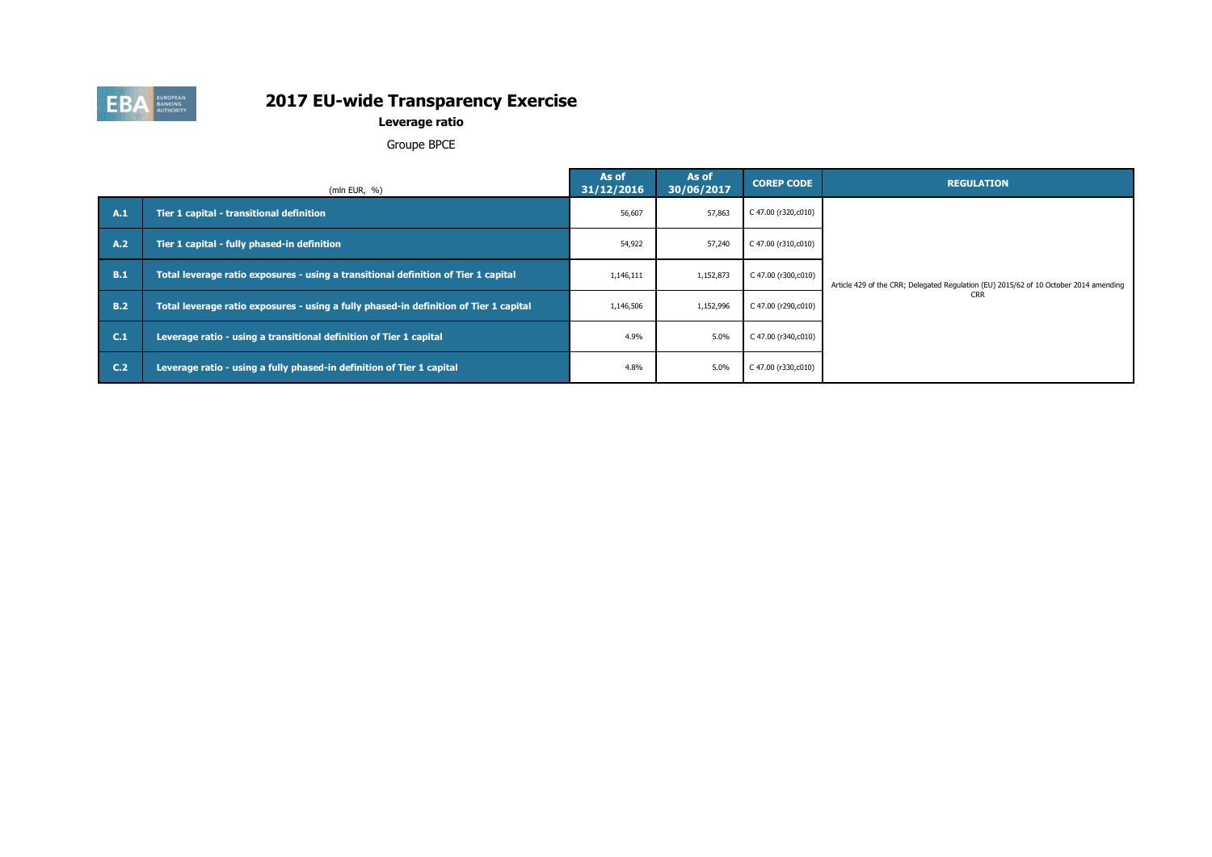# 2017 EU-wide Transparency Exercise

**Leverage ratio**

Groupe BPCE

| | (mln EUR, %) | As of 31/12/2016 | As of 30/06/2017 | COREP CODE | REGULATION |
|---|---|---|---|---|---|
| A.1 | Tier 1 capital - transitional definition | 56,607 | 57,863 | C 47.00 (r320,c010) | Article 429 of the CRR; Delegated Regulation (EU) 2015/62 of 10 October 2014 amending CRR |
| A.2 | Tier 1 capital - fully phased-in definition | 54,922 | 57,240 | C 47.00 (r310,c010) | |
| B.1 | Total leverage ratio exposures - using a transitional definition of Tier 1 capital | 1,146,111 | 1,152,873 | C 47.00 (r300,c010) | |
| B.2 | Total leverage ratio exposures - using a fully phased-in definition of Tier 1 capital | 1,146,506 | 1,152,996 | C 47.00 (r290,c010) | |
| C.1 | Leverage ratio - using a transitional definition of Tier 1 capital | 4.9% | 5.0% | C 47.00 (r340,c010) | |
| C.2 | Leverage ratio - using a fully phased-in definition of Tier 1 capital | 4.8% | 5.0% | C 47.00 (r330,c010) | |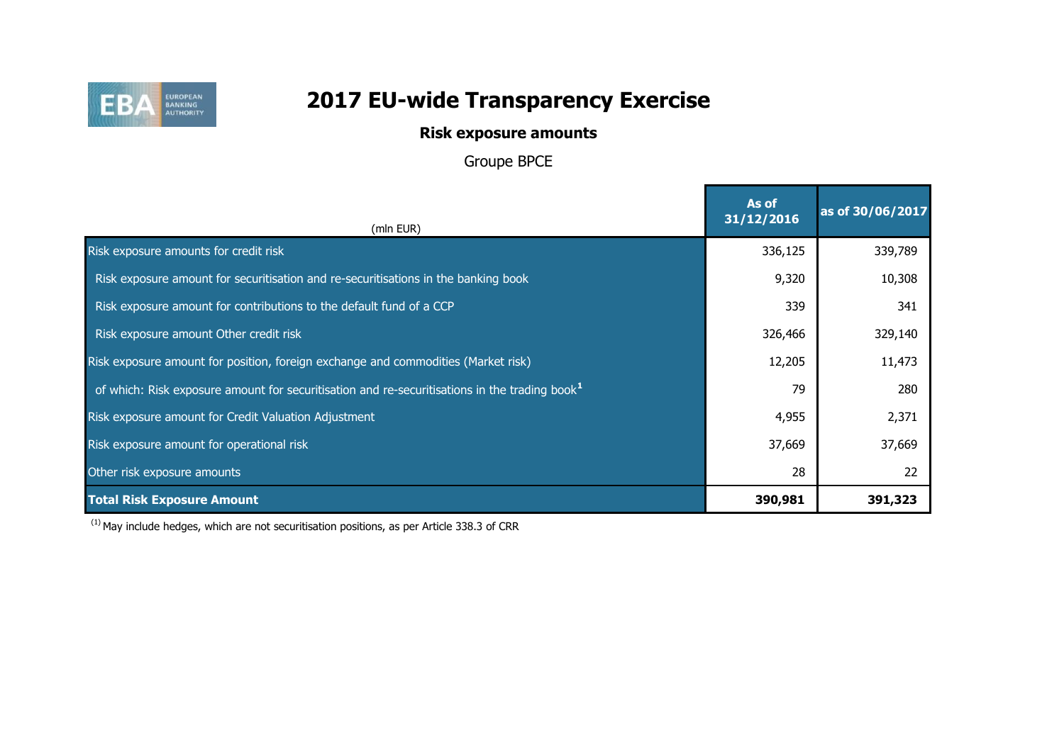# 2017 EU-wide Transparency Exercise

## Risk exposure amounts

Groupe BPCE

| (mln EUR) | As of 31/12/2016 | as of 30/06/2017 |
|---|---|---|
| Risk exposure amounts for credit risk | 336,125 | 339,789 |
| Risk exposure amount for securitisation and re-securitisations in the banking book | 9,320 | 10,308 |
| Risk exposure amount for contributions to the default fund of a CCP | 339 | 341 |
| Risk exposure amount Other credit risk | 326,466 | 329,140 |
| Risk exposure amount for position, foreign exchange and commodities (Market risk) | 12,205 | 11,473 |
| of which: Risk exposure amount for securitisation and re-securitisations in the trading book[1] | 79 | 280 |
| Risk exposure amount for Credit Valuation Adjustment | 4,955 | 2,371 |
| Risk exposure amount for operational risk | 37,669 | 37,669 |
| Other risk exposure amounts | 28 | 22 |
| **Total Risk Exposure Amount** | **390,981** | **391,323** |

[1] May include hedges, which are not securitisation positions, as per Article 338.3 of CRR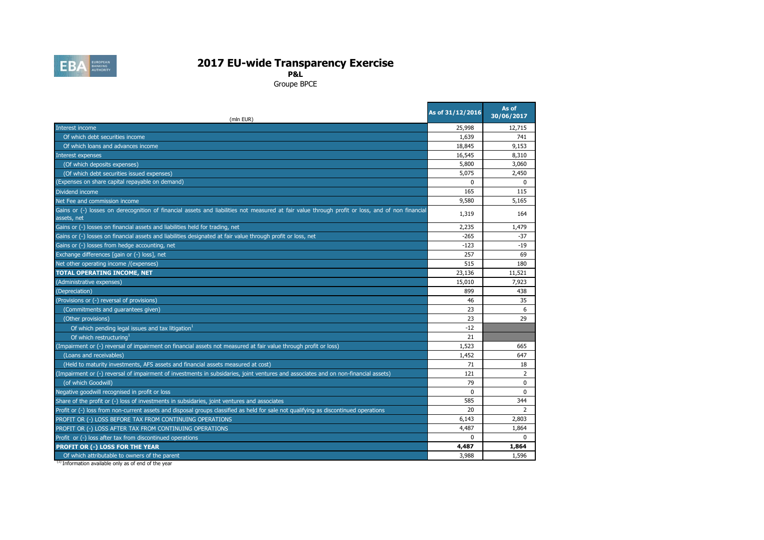# 2017 EU-wide Transparency Exercise

**P&L**

Groupe BPCE

| (mln EUR) | As of 31/12/2016 | As of 30/06/2017 |
|---|---|---|
| Interest income | 25,998 | 12,715 |
| Of which debt securities income | 1,639 | 741 |
| Of which loans and advances income | 18,845 | 9,153 |
| Interest expenses | 16,545 | 8,310 |
| (Of which deposits expenses) | 5,800 | 3,060 |
| (Of which debt securities issued expenses) | 5,075 | 2,450 |
| (Expenses on share capital repayable on demand) | 0 | 0 |
| Dividend income | 165 | 115 |
| Net Fee and commission income | 9,580 | 5,165 |
| Gains or (-) losses on derecognition of financial assets and liabilities not measured at fair value through profit or loss, and of non financial assets, net | 1,319 | 164 |
| Gains or (-) losses on financial assets and liabilities held for trading, net | 2,235 | 1,479 |
| Gains or (-) losses on financial assets and liabilities designated at fair value through profit or loss, net | -265 | -37 |
| Gains or (-) losses from hedge accounting, net | -123 | -19 |
| Exchange differences [gain or (-) loss], net | 257 | 69 |
| Net other operating income /(expenses) | 515 | 180 |
| **TOTAL OPERATING INCOME, NET** | 23,136 | 11,521 |
| (Administrative expenses) | 15,010 | 7,923 |
| (Depreciation) | 899 | 438 |
| (Provisions or (-) reversal of provisions) | 46 | 35 |
| (Commitments and guarantees given) | 23 | 6 |
| (Other provisions) | 23 | 29 |
| Of which pending legal issues and tax litigation[1] | -12 | |
| Of which restructuring[1] | 21 | |
| (Impairment or (-) reversal of impairment on financial assets not measured at fair value through profit or loss) | 1,523 | 665 |
| (Loans and receivables) | 1,452 | 647 |
| (Held to maturity investments, AFS assets and financial assets measured at cost) | 71 | 18 |
| (Impairment or (-) reversal of impairment of investments in subsidaries, joint ventures and associates and on non-financial assets) | 121 | 2 |
| (of which Goodwill) | 79 | 0 |
| Negative goodwill recognised in profit or loss | 0 | 0 |
| Share of the profit or (-) loss of investments in subsidaries, joint ventures and associates | 585 | 344 |
| Profit or (-) loss from non-current assets and disposal groups classified as held for sale not qualifying as discontinued operations | 20 | 2 |
| PROFIT OR (-) LOSS BEFORE TAX FROM CONTINUING OPERATIONS | 6,143 | 2,803 |
| PROFIT OR (-) LOSS AFTER TAX FROM CONTINUING OPERATIONS | 4,487 | 1,864 |
| Profit or (-) loss after tax from discontinued operations | 0 | 0 |
| **PROFIT OR (-) LOSS FOR THE YEAR** | **4,487** | **1,864** |
| Of which attributable to owners of the parent | 3,988 | 1,596 |

[1] Information available only as of end of the year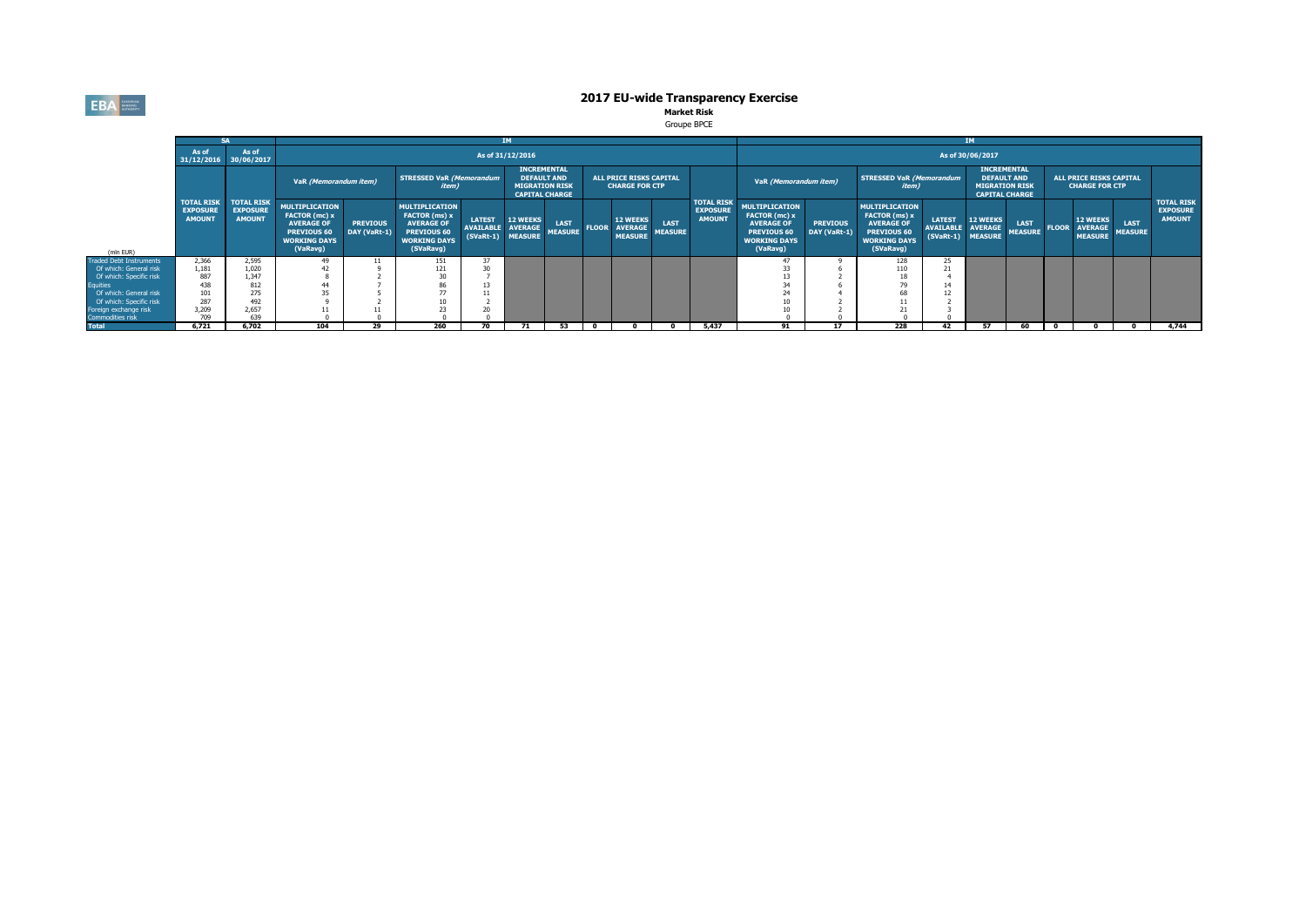# 2017 EU-wide Transparency Exercise

**Market Risk**

Groupe BPCE

| (mln EUR) | SA | | IM | | | | | | | | | | | IM | | | | | | | | | | |
|---|---|---|---|---|---|---|---|---|---|---|---|---|---|---|---|---|---|---|---|---|---|---|---|---|
| | As of 31/12/2016 | As of 30/06/2017 | As of 31/12/2016 | | | | | | | | | | | As of 30/06/2017 | | | | | | | | | | |
| | | | VaR *(Memorandum item)* | | STRESSED VaR *(Memorandum item)* | | INCREMENTAL DEFAULT AND MIGRATION RISK CAPITAL CHARGE | | ALL PRICE RISKS CAPITAL CHARGE FOR CTP | | | | | VaR *(Memorandum item)* | | STRESSED VaR *(Memorandum item)* | | INCREMENTAL DEFAULT AND MIGRATION RISK CAPITAL CHARGE | | ALL PRICE RISKS CAPITAL CHARGE FOR CTP | | | | |
| | TOTAL RISK EXPOSURE AMOUNT | TOTAL RISK EXPOSURE AMOUNT | MULTIPLICATION FACTOR (mc) x AVERAGE OF PREVIOUS 60 WORKING DAYS (VaRavg) | PREVIOUS DAY (VaRt-1) | MULTIPLICATION FACTOR (ms) x AVERAGE OF PREVIOUS 60 WORKING DAYS (SVaRavg) | LATEST AVAILABLE (SVaRt-1) | 12 WEEKS AVERAGE MEASURE | LAST MEASURE | FLOOR | 12 WEEKS AVERAGE MEASURE | LAST MEASURE | TOTAL RISK EXPOSURE AMOUNT | | MULTIPLICATION FACTOR (mc) x AVERAGE OF PREVIOUS 60 WORKING DAYS (VaRavg) | PREVIOUS DAY (VaRt-1) | MULTIPLICATION FACTOR (ms) x AVERAGE OF PREVIOUS 60 WORKING DAYS (SVaRavg) | LATEST AVAILABLE (SVaRt-1) | 12 WEEKS AVERAGE MEASURE | LAST MEASURE | FLOOR | 12 WEEKS AVERAGE MEASURE | LAST MEASURE | TOTAL RISK EXPOSURE AMOUNT | |
| Traded Debt Instruments | 2,366 | 2,595 | 49 | 11 | 151 | 37 | | | | | | | | 47 | 9 | 128 | 25 | | | | | | | |
| Of which: General risk | 1,181 | 1,020 | 42 | 9 | 121 | 30 | | | | | | | | 33 | 6 | 110 | 21 | | | | | | | |
| Of which: Specific risk | 887 | 1,347 | 8 | 2 | 30 | 7 | | | | | | | | 13 | 2 | 18 | 4 | | | | | | | |
| Equities | 438 | 812 | 44 | 7 | 86 | 13 | | | | | | | | 34 | 6 | 79 | 14 | | | | | | | |
| Of which: General risk | 101 | 275 | 35 | 5 | 77 | 11 | | | | | | | | 24 | 4 | 68 | 12 | | | | | | | |
| Of which: Specific risk | 287 | 492 | 9 | 2 | 10 | 2 | | | | | | | | 10 | 2 | 11 | 2 | | | | | | | |
| Foreign exchange risk | 3,209 | 2,657 | 11 | 11 | 23 | 20 | | | | | | | | 10 | 2 | 21 | 3 | | | | | | | |
| Commodities risk | 709 | 639 | 0 | 0 | 0 | 0 | | | | | | | | 0 | 0 | 0 | 0 | | | | | | | |
| **Total** | **6,721** | **6,702** | **104** | **29** | **260** | **70** | **71** | **53** | **0** | **0** | **0** | **5,437** | | **91** | **17** | **228** | **42** | **57** | **60** | **0** | **0** | **0** | **4,744** | |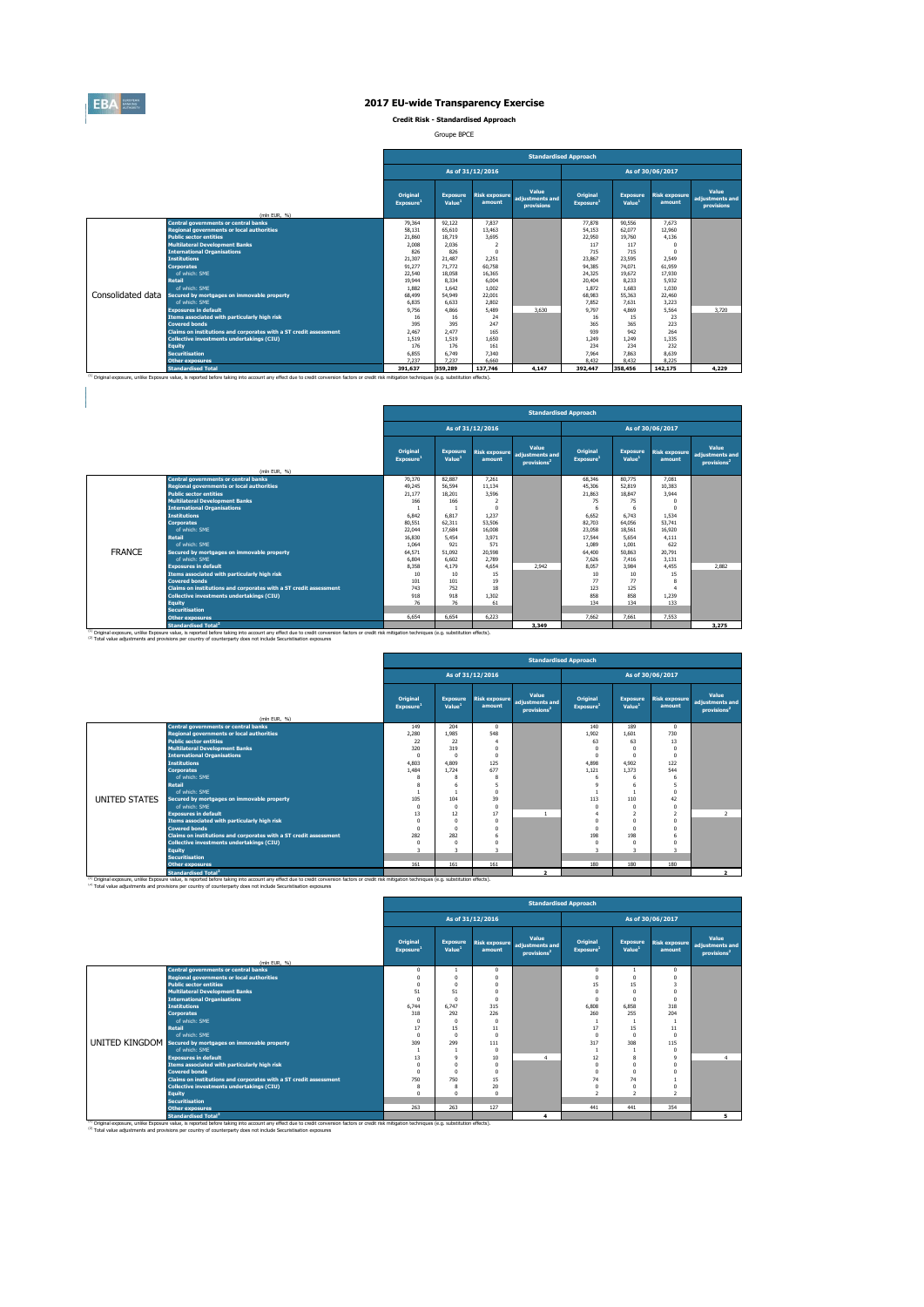# 2017 EU-wide Transparency Exercise

**Credit Risk - Standardised Approach**

Groupe BPCE

| | (mln EUR, %) | Standardised Approach | | | | | | | |
|---|---|---|---|---|---|---|---|---|---|
| | | As of 31/12/2016 | | | | As of 30/06/2017 | | | |
| | | Original Exposure[1] | Exposure Value[1] | Risk exposure amount | Value adjustments and provisions | Original Exposure[1] | Exposure Value[1] | Risk exposure amount | Value adjustments and provisions |
| Consolidated data | Central governments or central banks | 79,364 | 92,122 | 7,837 | | 77,878 | 90,556 | 7,673 | |
| | Regional governments or local authorities | 58,131 | 65,610 | 13,463 | | 54,153 | 62,077 | 12,960 | |
| | Public sector entities | 21,860 | 18,719 | 3,695 | | 22,950 | 19,760 | 4,136 | |
| | Multilateral Development Banks | 2,008 | 2,036 | 2 | | 117 | 117 | 0 | |
| | International Organisations | 826 | 826 | 0 | | 715 | 715 | 0 | |
| | Institutions | 21,307 | 21,487 | 2,251 | | 23,867 | 23,595 | 2,549 | |
| | Corporates | 91,277 | 71,772 | 60,758 | | 94,385 | 74,071 | 61,959 | |
| | of which: SME | 22,540 | 18,058 | 16,365 | | 24,325 | 19,672 | 17,930 | |
| | Retail | 19,944 | 8,334 | 6,004 | | 20,404 | 8,233 | 5,932 | |
| | of which: SME | 1,882 | 1,642 | 1,002 | | 1,872 | 1,683 | 1,030 | |
| | Secured by mortgages on immovable property | 68,499 | 54,949 | 22,001 | | 68,983 | 55,363 | 22,460 | |
| | of which: SME | 6,835 | 6,633 | 2,802 | | 7,852 | 7,631 | 3,223 | |
| | Exposures in default | 9,756 | 4,866 | 5,489 | 3,630 | 9,797 | 4,869 | 5,564 | 3,720 |
| | Items associated with particularly high risk | 16 | 16 | 24 | | 16 | 15 | 23 | |
| | Covered bonds | 395 | 395 | 247 | | 365 | 365 | 223 | |
| | Claims on institutions and corporates with a ST credit assessment | 2,467 | 2,477 | 165 | | 939 | 942 | 264 | |
| | Collective investments undertakings (CIU) | 1,519 | 1,519 | 1,650 | | 1,249 | 1,249 | 1,335 | |
| | Equity | 176 | 176 | 161 | | 234 | 234 | 232 | |
| | Securitisation | 6,855 | 6,749 | 7,340 | | 7,964 | 7,863 | 8,639 | |
| | Other exposures | 7,237 | 7,237 | 6,660 | | 8,432 | 8,432 | 8,225 | |
| | Standardised Total | 391,637 | 359,289 | 137,746 | 4,147 | 392,447 | 358,456 | 142,175 | 4,229 |

[1] Original exposure, unlike Exposure value, is reported before taking into account any effect due to credit conversion factors or credit risk mitigation techniques (e.g. substitution effects).

| | (mln EUR, %) | Standardised Approach | | | | | | | |
|---|---|---|---|---|---|---|---|---|---|
| | | As of 31/12/2016 | | | | As of 30/06/2017 | | | |
| | | Original Exposure[1] | Exposure Value[1] | Risk exposure amount | Value adjustments and provisions[2] | Original Exposure[1] | Exposure Value[1] | Risk exposure amount | Value adjustments and provisions[2] |
| FRANCE | Central governments or central banks | 70,370 | 82,887 | 7,261 | | 68,346 | 80,775 | 7,081 | |
| | Regional governments or local authorities | 49,245 | 56,594 | 11,134 | | 45,306 | 52,819 | 10,383 | |
| | Public sector entities | 21,177 | 18,201 | 3,596 | | 21,863 | 18,847 | 3,944 | |
| | Multilateral Development Banks | 166 | 166 | 2 | | 75 | 75 | 0 | |
| | International Organisations | 1 | 1 | 0 | | 6 | 6 | 0 | |
| | Institutions | 6,842 | 6,817 | 1,237 | | 6,652 | 6,743 | 1,534 | |
| | Corporates | 80,551 | 62,311 | 53,506 | | 82,703 | 64,056 | 53,741 | |
| | of which: SME | 22,044 | 17,684 | 16,008 | | 23,058 | 18,561 | 16,920 | |
| | Retail | 16,830 | 5,454 | 3,971 | | 17,544 | 5,654 | 4,111 | |
| | of which: SME | 1,064 | 921 | 571 | | 1,089 | 1,001 | 622 | |
| | Secured by mortgages on immovable property | 64,571 | 51,092 | 20,598 | | 64,400 | 50,863 | 20,791 | |
| | of which: SME | 6,804 | 6,602 | 2,789 | | 7,626 | 7,416 | 3,131 | |
| | Exposures in default | 8,358 | 4,179 | 4,654 | 2,942 | 8,057 | 3,984 | 4,455 | 2,882 |
| | Items associated with particularly high risk | 10 | 10 | 15 | | 10 | 10 | 15 | |
| | Covered bonds | 101 | 101 | 19 | | 77 | 77 | 8 | |
| | Claims on institutions and corporates with a ST credit assessment | 743 | 752 | 18 | | 123 | 125 | 4 | |
| | Collective investments undertakings (CIU) | 918 | 918 | 1,302 | | 858 | 858 | 1,239 | |
| | Equity | 76 | 76 | 61 | | 134 | 134 | 133 | |
| | Securitisation | | | | | | | | |
| | Other exposures | 6,654 | 6,654 | 6,223 | | 7,662 | 7,661 | 7,553 | |
| | Standardised Total[2] | | | | 3,349 | | | | 3,275 |

[1] Original exposure, unlike Exposure value, is reported before taking into account any effect due to credit conversion factors or credit risk mitigation techniques (e.g. substitution effects).
[2] Total value adjustments and provisions per country of counterparty does not include Securitisation exposures

| | (mln EUR, %) | Standardised Approach | | | | | | | |
|---|---|---|---|---|---|---|---|---|---|
| | | As of 31/12/2016 | | | | As of 30/06/2017 | | | |
| | | Original Exposure[1] | Exposure Value[1] | Risk exposure amount | Value adjustments and provisions[2] | Original Exposure[1] | Exposure Value[1] | Risk exposure amount | Value adjustments and provisions[2] |
| UNITED STATES | Central governments or central banks | 149 | 204 | 0 | | 140 | 189 | 0 | |
| | Regional governments or local authorities | 2,280 | 1,985 | 548 | | 1,902 | 1,601 | 730 | |
| | Public sector entities | 22 | 22 | 4 | | 63 | 63 | 13 | |
| | Multilateral Development Banks | 320 | 319 | 0 | | 0 | 0 | 0 | |
| | International Organisations | 0 | 0 | 0 | | 0 | 0 | 0 | |
| | Institutions | 4,803 | 4,809 | 125 | | 4,898 | 4,902 | 122 | |
| | Corporates | 1,484 | 1,724 | 677 | | 1,121 | 1,373 | 544 | |
| | of which: SME | 8 | 8 | 8 | | 6 | 6 | 6 | |
| | Retail | 8 | 6 | 5 | | 9 | 6 | 5 | |
| | of which: SME | 1 | 1 | 0 | | 1 | 1 | 0 | |
| | Secured by mortgages on immovable property | 105 | 104 | 39 | | 113 | 110 | 42 | |
| | of which: SME | 0 | 0 | 0 | | 0 | 0 | 0 | |
| | Exposures in default | 13 | 12 | 17 | 1 | 4 | 2 | 2 | 2 |
| | Items associated with particularly high risk | 0 | 0 | 0 | | 0 | 0 | 0 | |
| | Covered bonds | 0 | 0 | 0 | | 0 | 0 | 0 | |
| | Claims on institutions and corporates with a ST credit assessment | 282 | 282 | 6 | | 198 | 198 | 6 | |
| | Collective investments undertakings (CIU) | 0 | 0 | 0 | | 0 | 0 | 0 | |
| | Equity | 3 | 3 | 3 | | 3 | 3 | 3 | |
| | Securitisation | | | | | | | | |
| | Other exposures | 161 | 161 | 161 | | 180 | 180 | 180 | |
| | Standardised Total[2] | | | | 2 | | | | 2 |

[1] Original exposure, unlike Exposure value, is reported before taking into account any effect due to credit conversion factors or credit risk mitigation techniques (e.g. substitution effects).
[2] Total value adjustments and provisions per country of counterparty does not include Securitisation exposures

| | (mln EUR, %) | Standardised Approach | | | | | | | |
|---|---|---|---|---|---|---|---|---|---|
| | | As of 31/12/2016 | | | | As of 30/06/2017 | | | |
| | | Original Exposure[1] | Exposure Value[1] | Risk exposure amount | Value adjustments and provisions[2] | Original Exposure[1] | Exposure Value[1] | Risk exposure amount | Value adjustments and provisions[2] |
| UNITED KINGDOM | Central governments or central banks | 0 | 1 | 0 | | 0 | 1 | 0 | |
| | Regional governments or local authorities | 0 | 0 | 0 | | 0 | 0 | 0 | |
| | Public sector entities | 0 | 0 | 0 | | 15 | 15 | 3 | |
| | Multilateral Development Banks | 51 | 51 | 0 | | 0 | 0 | 0 | |
| | International Organisations | 0 | 0 | 0 | | 0 | 0 | 0 | |
| | Institutions | 6,744 | 6,747 | 315 | | 6,808 | 6,858 | 318 | |
| | Corporates | 318 | 292 | 226 | | 260 | 255 | 204 | |
| | of which: SME | 0 | 0 | 0 | | 1 | 1 | 1 | |
| | Retail | 17 | 15 | 11 | | 17 | 15 | 11 | |
| | of which: SME | 0 | 0 | 0 | | 0 | 0 | 0 | |
| | Secured by mortgages on immovable property | 309 | 299 | 111 | | 317 | 308 | 115 | |
| | of which: SME | 1 | 1 | 0 | | 1 | 1 | 0 | |
| | Exposures in default | 13 | 9 | 10 | 4 | 12 | 8 | 9 | 4 |
| | Items associated with particularly high risk | 0 | 0 | 0 | | 0 | 0 | 0 | |
| | Covered bonds | 0 | 0 | 0 | | 0 | 0 | 0 | |
| | Claims on institutions and corporates with a ST credit assessment | 750 | 750 | 15 | | 74 | 74 | 1 | |
| | Collective investments undertakings (CIU) | 8 | 8 | 20 | | 0 | 0 | 0 | |
| | Equity | 0 | 0 | 0 | | 2 | 2 | 2 | |
| | Securitisation | | | | | | | | |
| | Other exposures | 263 | 263 | 127 | | 441 | 441 | 354 | |
| | Standardised Total[2] | | | | 4 | | | | 5 |

[1] Original exposure, unlike Exposure value, is reported before taking into account any effect due to credit conversion factors or credit risk mitigation techniques (e.g. substitution effects).
[2] Total value adjustments and provisions per country of counterparty does not include Securitisation exposures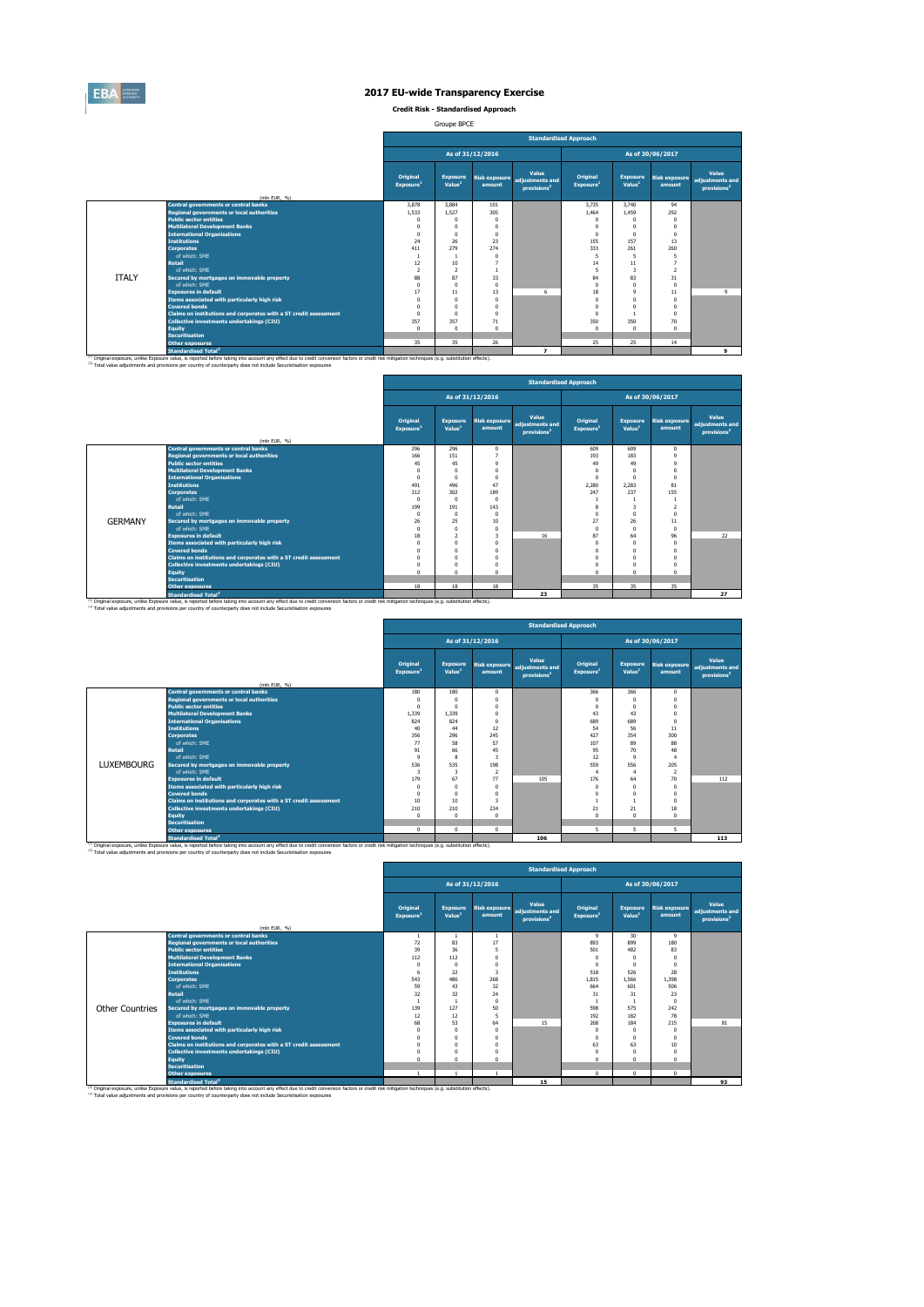# 2017 EU-wide Transparency Exercise

**Credit Risk - Standardised Approach**

Groupe BPCE

| | | Standardised Approach | | | | | | | |
|---|---|---|---|---|---|---|---|---|---|
| | | As of 31/12/2016 | | | | As of 30/06/2017 | | | |
| | (mln EUR, %) | Original Exposure[1] | Exposure Value[1] | Risk exposure amount | Value adjustments and provisions[2] | Original Exposure[1] | Exposure Value[1] | Risk exposure amount | Value adjustments and provisions[2] |
| ITALY | Central governments or central banks | 3,878 | 3,884 | 101 | | 3,735 | 3,740 | 94 | |
| | Regional governments or local authorities | 1,533 | 1,527 | 305 | | 1,464 | 1,459 | 292 | |
| | Public sector entities | 0 | 0 | 0 | | 0 | 0 | 0 | |
| | Multilateral Development Banks | 0 | 0 | 0 | | 0 | 0 | 0 | |
| | International Organisations | 0 | 0 | 0 | | 0 | 0 | 0 | |
| | Institutions | 24 | 26 | 23 | | 155 | 157 | 13 | |
| | Corporates | 411 | 279 | 274 | | 333 | 261 | 260 | |
| | of which: SME | 1 | 1 | 0 | | 5 | 5 | 5 | |
| | Retail | 12 | 10 | 7 | | 14 | 11 | 7 | |
| | of which: SME | 2 | 2 | 1 | | 5 | 3 | 2 | |
| | Secured by mortgages on immovable property | 88 | 87 | 33 | | 84 | 83 | 31 | |
| | of which: SME | 0 | 0 | 0 | | 0 | 0 | 0 | |
| | Exposures in default | 17 | 11 | 13 | 6 | 18 | 9 | 11 | 9 |
| | Items associated with particularly high risk | 0 | 0 | 0 | | 0 | 0 | 0 | |
| | Covered bonds | 0 | 0 | 0 | | 0 | 0 | 0 | |
| | Claims on institutions and corporates with a ST credit assessment | 0 | 0 | 0 | | 0 | 1 | 0 | |
| | Collective investments undertakings (CIU) | 357 | 357 | 71 | | 350 | 350 | 70 | |
| | Equity | 0 | 0 | 0 | | 0 | 0 | 0 | |
| | Securitisation | | | | | | | | |
| | Other exposures | 35 | 35 | 26 | | 25 | 25 | 14 | |
| | Standardised Total[2] | | | | 7 | | | | 9 |

[1] Original exposure, unlike Exposure value, is reported before taking into account any effect due to credit conversion factors or credit risk mitigation techniques (e.g. substitution effects).
[2] Total value adjustments and provisions per country of counterparty does not include Securitisation exposures

| | | Standardised Approach | | | | | | | |
|---|---|---|---|---|---|---|---|---|---|
| | | As of 31/12/2016 | | | | As of 30/06/2017 | | | |
| | (mln EUR, %) | Original Exposure[1] | Exposure Value[1] | Risk exposure amount | Value adjustments and provisions[2] | Original Exposure[1] | Exposure Value[1] | Risk exposure amount | Value adjustments and provisions[2] |
| GERMANY | Central governments or central banks | 296 | 296 | 0 | | 609 | 609 | 0 | |
| | Regional governments or local authorities | 166 | 151 | 7 | | 193 | 183 | 9 | |
| | Public sector entities | 45 | 45 | 9 | | 49 | 49 | 9 | |
| | Multilateral Development Banks | 0 | 0 | 0 | | 0 | 0 | 0 | |
| | International Organisations | 0 | 0 | 0 | | 0 | 0 | 0 | |
| | Institutions | 491 | 496 | 47 | | 2,280 | 2,283 | 81 | |
| | Corporates | 312 | 302 | 189 | | 247 | 237 | 155 | |
| | of which: SME | 0 | 0 | 0 | | 1 | 1 | 1 | |
| | Retail | 199 | 191 | 143 | | 8 | 3 | 2 | |
| | of which: SME | 0 | 0 | 0 | | 0 | 0 | 0 | |
| | Secured by mortgages on immovable property | 26 | 25 | 10 | | 27 | 26 | 11 | |
| | of which: SME | 0 | 0 | 0 | | 0 | 0 | 0 | |
| | Exposures in default | 18 | 2 | 3 | 16 | 87 | 64 | 96 | 22 |
| | Items associated with particularly high risk | 0 | 0 | 0 | | 0 | 0 | 0 | |
| | Covered bonds | 0 | 0 | 0 | | 0 | 0 | 0 | |
| | Claims on institutions and corporates with a ST credit assessment | 0 | 0 | 0 | | 0 | 0 | 0 | |
| | Collective investments undertakings (CIU) | 0 | 0 | 0 | | 0 | 0 | 0 | |
| | Equity | 0 | 0 | 0 | | 0 | 0 | 0 | |
| | Securitisation | | | | | | | | |
| | Other exposures | 18 | 18 | 18 | | 35 | 35 | 35 | |
| | Standardised Total[2] | | | | 23 | | | | 27 |

[1] Original exposure, unlike Exposure value, is reported before taking into account any effect due to credit conversion factors or credit risk mitigation techniques (e.g. substitution effects).
[2] Total value adjustments and provisions per country of counterparty does not include Securitisation exposures

| | | Standardised Approach | | | | | | | |
|---|---|---|---|---|---|---|---|---|---|
| | | As of 31/12/2016 | | | | As of 30/06/2017 | | | |
| | (mln EUR, %) | Original Exposure[1] | Exposure Value[1] | Risk exposure amount | Value adjustments and provisions[2] | Original Exposure[1] | Exposure Value[1] | Risk exposure amount | Value adjustments and provisions[2] |
| LUXEMBOURG | Central governments or central banks | 180 | 180 | 0 | | 366 | 366 | 0 | |
| | Regional governments or local authorities | 0 | 0 | 0 | | 0 | 0 | 0 | |
| | Public sector entities | 0 | 0 | 0 | | 0 | 0 | 0 | |
| | Multilateral Development Banks | 1,339 | 1,339 | 0 | | 43 | 43 | 0 | |
| | International Organisations | 824 | 824 | 0 | | 689 | 689 | 0 | |
| | Institutions | 40 | 44 | 12 | | 54 | 56 | 11 | |
| | Corporates | 356 | 296 | 245 | | 427 | 354 | 300 | |
| | of which: SME | 77 | 58 | 57 | | 107 | 89 | 88 | |
| | Retail | 91 | 66 | 45 | | 95 | 70 | 48 | |
| | of which: SME | 9 | 8 | 3 | | 12 | 9 | 4 | |
| | Secured by mortgages on immovable property | 536 | 535 | 198 | | 559 | 556 | 205 | |
| | of which: SME | 3 | 3 | 2 | | 4 | 4 | 2 | |
| | Exposures in default | 179 | 67 | 77 | 105 | 176 | 64 | 70 | 112 |
| | Items associated with particularly high risk | 0 | 0 | 0 | | 0 | 0 | 0 | |
| | Covered bonds | 0 | 0 | 0 | | 0 | 0 | 0 | |
| | Claims on institutions and corporates with a ST credit assessment | 10 | 10 | 3 | | 1 | 1 | 0 | |
| | Collective investments undertakings (CIU) | 210 | 210 | 234 | | 21 | 21 | 18 | |
| | Equity | 0 | 0 | 0 | | 0 | 0 | 0 | |
| | Securitisation | | | | | | | | |
| | Other exposures | 0 | 0 | 0 | | 5 | 5 | 5 | |
| | Standardised Total[2] | | | | 106 | | | | 113 |

[1] Original exposure, unlike Exposure value, is reported before taking into account any effect due to credit conversion factors or credit risk mitigation techniques (e.g. substitution effects).
[2] Total value adjustments and provisions per country of counterparty does not include Securitisation exposures

| | | Standardised Approach | | | | | | | |
|---|---|---|---|---|---|---|---|---|---|
| | | As of 31/12/2016 | | | | As of 30/06/2017 | | | |
| | (mln EUR, %) | Original Exposure[1] | Exposure Value[1] | Risk exposure amount | Value adjustments and provisions[2] | Original Exposure[1] | Exposure Value[1] | Risk exposure amount | Value adjustments and provisions[2] |
| Other Countries | Central governments or central banks | 1 | 1 | 1 | | 9 | 30 | 9 | |
| | Regional governments or local authorities | 72 | 83 | 17 | | 893 | 899 | 180 | |
| | Public sector entities | 39 | 36 | 5 | | 501 | 482 | 83 | |
| | Multilateral Development Banks | 112 | 112 | 0 | | 0 | 0 | 0 | |
| | International Organisations | 0 | 0 | 0 | | 0 | 0 | 0 | |
| | Institutions | 6 | 22 | 3 | | 518 | 526 | 28 | |
| | Corporates | 543 | 486 | 268 | | 1,815 | 1,566 | 1,398 | |
| | of which: SME | 59 | 43 | 32 | | 664 | 601 | 506 | |
| | Retail | 32 | 32 | 24 | | 31 | 31 | 23 | |
| | of which: SME | 1 | 1 | 0 | | 1 | 1 | 0 | |
| | Secured by mortgages on immovable property | 139 | 127 | 50 | | 598 | 575 | 242 | |
| | of which: SME | 12 | 12 | 5 | | 192 | 182 | 78 | |
| | Exposures in default | 68 | 53 | 64 | 15 | 268 | 184 | 215 | 81 |
| | Items associated with particularly high risk | 0 | 0 | 0 | | 0 | 0 | 0 | |
| | Covered bonds | 0 | 0 | 0 | | 0 | 0 | 0 | |
| | Claims on institutions and corporates with a ST credit assessment | 0 | 0 | 0 | | 63 | 63 | 10 | |
| | Collective investments undertakings (CIU) | 0 | 0 | 0 | | 0 | 0 | 0 | |
| | Equity | 0 | 0 | 0 | | 0 | 0 | 0 | |
| | Securitisation | | | | | | | | |
| | Other exposures | 1 | 1 | 1 | | 0 | 0 | 0 | |
| | Standardised Total[2] | | | | 15 | | | | 93 |

[1] Original exposure, unlike Exposure value, is reported before taking into account any effect due to credit conversion factors or credit risk mitigation techniques (e.g. substitution effects).
[2] Total value adjustments and provisions per country of counterparty does not include Securitisation exposures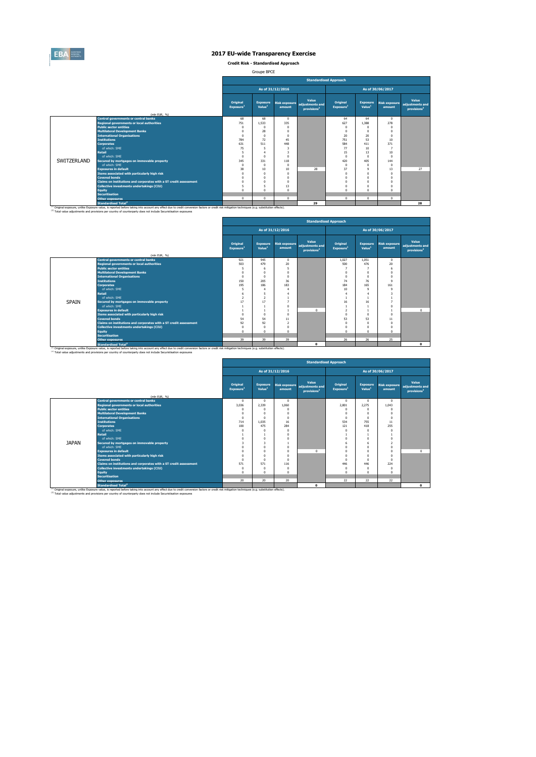# 2017 EU-wide Transparency Exercise

**Credit Risk - Standardised Approach**

Groupe BPCE

| | (mln EUR, %) | Standardised Approach | | | | | | | |
|---|---|---|---|---|---|---|---|---|---|
| | | As of 31/12/2016 | | | | As of 30/06/2017 | | | |
| | | Original Exposure[1] | Exposure Value[1] | Risk exposure amount | Value adjustments and provisions[2] | Original Exposure[1] | Exposure Value[1] | Risk exposure amount | Value adjustments and provisions[2] |
| SWITZERLAND | Central governments or central banks | 68 | 68 | 0 | | 64 | 64 | 0 | |
| | Regional governments or local authorities | 751 | 1,533 | 335 | | 627 | 1,388 | 278 | |
| | Public sector entities | 0 | 0 | 0 | | 0 | 0 | 0 | |
| | Multilateral Development Banks | 0 | 28 | 0 | | 0 | 0 | 0 | |
| | International Organisations | 0 | 0 | 0 | | 20 | 20 | 0 | |
| | Institutions | 784 | 72 | 45 | | 751 | 53 | 10 | |
| | Corporates | 631 | 511 | 448 | | 584 | 411 | 371 | |
| | of which: SME | 75 | 5 | 3 | | 77 | 10 | 7 | |
| | Retail | 5 | 4 | 3 | | 15 | 13 | 10 | |
| | of which: SME | 0 | 0 | 0 | | 0 | 0 | 0 | |
| | Secured by mortgages on immovable property | 345 | 331 | 118 | | 420 | 405 | 144 | |
| | of which: SME | 0 | 0 | 0 | | 0 | 0 | 0 | |
| | Exposures in default | 38 | 10 | 10 | 28 | 37 | 9 | 13 | 27 |
| | Items associated with particularly high risk | 0 | 0 | 0 | | 0 | 0 | 0 | |
| | Covered bonds | 0 | 0 | 0 | | 0 | 0 | 0 | |
| | Claims on institutions and corporates with a ST credit assessment | 0 | 0 | 0 | | 0 | 0 | 0 | |
| | Collective investments undertakings (CIU) | 5 | 5 | 13 | | 0 | 0 | 0 | |
| | Equity | 0 | 0 | 0 | | 0 | 0 | 0 | |
| | Securitisation | | | | | | | | |
| | Other exposures | 0 | 0 | 0 | | 0 | 0 | 0 | |
| | Standardised Total[2] | | | | 29 | | | | 28 |

[1] Original exposure, unlike Exposure value, is reported before taking into account any effect due to credit conversion factors or credit risk mitigation techniques (e.g. substitution effects).
[2] Total value adjustments and provisions per country of counterparty does not include Securistisation exposures

| | (mln EUR, %) | Standardised Approach | | | | | | | |
|---|---|---|---|---|---|---|---|---|---|
| | | As of 31/12/2016 | | | | As of 30/06/2017 | | | |
| | | Original Exposure[1] | Exposure Value[1] | Risk exposure amount | Value adjustments and provisions[2] | Original Exposure[1] | Exposure Value[1] | Risk exposure amount | Value adjustments and provisions[2] |
| SPAIN | Central governments or central banks | 921 | 945 | 0 | | 1,027 | 1,051 | 0 | |
| | Regional governments or local authorities | 503 | 479 | 20 | | 500 | 476 | 20 | |
| | Public sector entities | 5 | 6 | 5 | | 7 | 7 | 6 | |
| | Multilateral Development Banks | 0 | 0 | 0 | | 0 | 0 | 0 | |
| | International Organisations | 0 | 0 | 0 | | 0 | 0 | 0 | |
| | Institutions | 150 | 205 | 36 | | 74 | 76 | 9 | |
| | Corporates | 195 | 186 | 183 | | 184 | 165 | 161 | |
| | of which: SME | 5 | 4 | 4 | | 10 | 9 | 9 | |
| | Retail | 6 | 5 | 4 | | 4 | 4 | 3 | |
| | of which: SME | 2 | 2 | 1 | | 1 | 1 | 1 | |
| | Secured by mortgages on immovable property | 17 | 17 | 7 | | 16 | 16 | 7 | |
| | of which: SME | 1 | 1 | 0 | | 1 | 1 | 0 | |
| | Exposures in default | 1 | 1 | 1 | 0 | 2 | 1 | 1 | 0 |
| | Items associated with particularly high risk | 0 | 0 | 0 | | 0 | 0 | 0 | |
| | Covered bonds | 54 | 54 | 11 | | 53 | 53 | 11 | |
| | Claims on institutions and corporates with a ST credit assessment | 92 | 92 | 2 | | 0 | 0 | 0 | |
| | Collective investments undertakings (CIU) | 0 | 0 | 0 | | 0 | 0 | 0 | |
| | Equity | 0 | 0 | 0 | | 0 | 0 | 0 | |
| | Securitisation | | | | | | | | |
| | Other exposures | 39 | 39 | 39 | | 26 | 26 | 25 | |
| | Standardised Total[2] | | | | 0 | | | | 0 |

[1] Original exposure, unlike Exposure value, is reported before taking into account any effect due to credit conversion factors or credit risk mitigation techniques (e.g. substitution effects).
[2] Total value adjustments and provisions per country of counterparty does not include Securistisation exposures

| | (mln EUR, %) | Standardised Approach | | | | | | | |
|---|---|---|---|---|---|---|---|---|---|
| | | As of 31/12/2016 | | | | As of 30/06/2017 | | | |
| | | Original Exposure[1] | Exposure Value[1] | Risk exposure amount | Value adjustments and provisions[2] | Original Exposure[1] | Exposure Value[1] | Risk exposure amount | Value adjustments and provisions[2] |
| JAPAN | Central governments or central banks | 0 | 0 | 0 | | 0 | 0 | 0 | |
| | Regional governments or local authorities | 3,036 | 2,339 | 1,060 | | 2,801 | 2,275 | 1,043 | |
| | Public sector entities | 0 | 0 | 0 | | 0 | 0 | 0 | |
| | Multilateral Development Banks | 0 | 0 | 0 | | 0 | 0 | 0 | |
| | International Organisations | 0 | 0 | 0 | | 0 | 0 | 0 | |
| | Institutions | 714 | 1,035 | 16 | | 534 | 755 | 11 | |
| | Corporates | 100 | 475 | 284 | | 121 | 418 | 255 | |
| | of which: SME | 0 | 0 | 0 | | 0 | 0 | 0 | |
| | Retail | 1 | 1 | 0 | | 1 | 1 | 1 | |
| | of which: SME | 0 | 0 | 0 | | 0 | 0 | 0 | |
| | Secured by mortgages on immovable property | 3 | 3 | 1 | | 6 | 6 | 2 | |
| | of which: SME | 0 | 0 | 0 | | 0 | 0 | 0 | |
| | Exposures in default | 0 | 0 | 0 | 0 | 0 | 0 | 0 | 0 |
| | Items associated with particularly high risk | 0 | 0 | 0 | | 0 | 0 | 0 | |
| | Covered bonds | 0 | 0 | 0 | | 0 | 0 | 0 | |
| | Claims on institutions and corporates with a ST credit assessment | 571 | 571 | 116 | | 446 | 446 | 224 | |
| | Collective investments undertakings (CIU) | 0 | 0 | 0 | | 0 | 0 | 0 | |
| | Equity | 0 | 0 | 0 | | 0 | 0 | 0 | |
| | Securitisation | | | | | | | | |
| | Other exposures | 20 | 20 | 20 | | 22 | 22 | 22 | |
| | Standardised Total[2] | | | | 0 | | | | 0 |

[1] Original exposure, unlike Exposure value, is reported before taking into account any effect due to credit conversion factors or credit risk mitigation techniques (e.g. substitution effects).
[2] Total value adjustments and provisions per country of counterparty does not include Securistisation exposures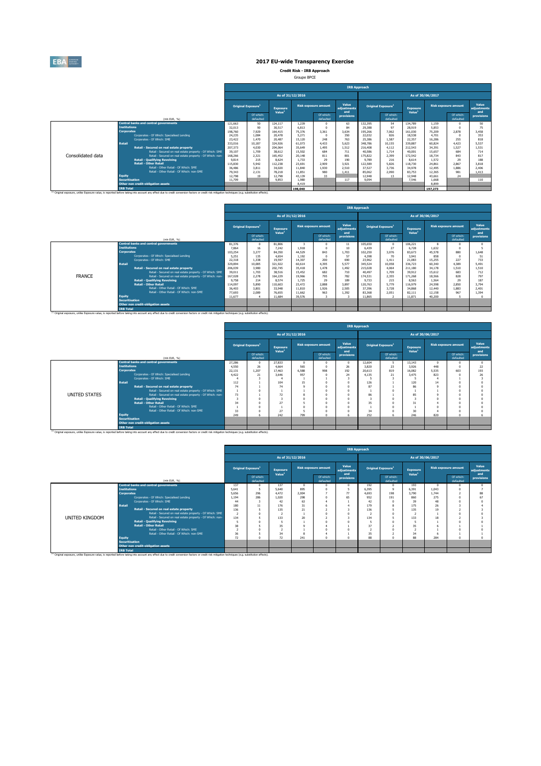# 2017 EU-wide Transparency Exercise

**Credit Risk - IRB Approach**

Groupe BPCE

**Consolidated data**

| (mln EUR, %) | As of 31/12/2016 Original Exposure[1] | Of which: defaulted | Exposure Value[1] | Risk exposure amount | Of which: defaulted | Value adjustments and provisions | As of 30/06/2017 Original Exposure[1] | Of which: defaulted | Exposure Value[1] | Risk exposure amount | Of which: defaulted | Value adjustments and provisions |
|---|---|---|---|---|---|---|---|---|---|---|---|---|
| Central banks and central governments | 121,663 | 50 | 124,117 | 1,239 | 0 | 63 | 132,395 | 54 | 134,789 | 1,159 | 0 | 50 |
| Institutions | 32,013 | 90 | 30,517 | 6,813 | 0 | 84 | 29,388 | 97 | 28,919 | 5,853 | 0 | 75 |
| Corporates | 198,760 | 7,929 | 164,415 | 75,376 | 3,361 | 3,634 | 195,266 | 7,062 | 161,030 | 75,209 | 2,878 | 3,458 |
| Corporates - Of Which: Specialised Lending | 24,235 | 1,084 | 20,478 | 5,271 | 0 | 350 | 22,032 | 826 | 18,538 | 4,701 | 0 | 353 |
| Corporates - Of Which: SME | 23,422 | 1,470 | 20,487 | 15,120 | 248 | 763 | 25,386 | 1,587 | 22,357 | 16,286 | 255 | 818 |
| Retail | 333,016 | 10,187 | 324,926 | 61,073 | 4,433 | 5,623 | 348,786 | 10,155 | 339,887 | 60,824 | 4,423 | 5,537 |
| Retail - Secured on real estate property | 207,373 | 4,030 | 204,064 | 35,649 | 1,495 | 1,512 | 216,408 | 4,112 | 212,543 | 34,391 | 1,527 | 1,531 |
| Retail - Secured on real estate property - Of Which: SME | 39,107 | 1,709 | 38,612 | 15,502 | 684 | 711 | 40,586 | 1,714 | 40,001 | 15,657 | 684 | 714 |
| Retail - Secured on real estate property - Of Which: non-SME | 168,266 | 2,321 | 165,452 | 20,148 | 811 | 801 | 175,822 | 2,399 | 172,542 | 18,734 | 843 | 817 |
| Retail - Qualifying Revolving | 9,814 | 215 | 8,624 | 1,733 | 29 | 190 | 9,789 | 216 | 8,614 | 1,572 | 29 | 188 |
| Retail - Other Retail | 115,830 | 5,942 | 112,238 | 23,691 | 2,909 | 3,921 | 122,589 | 5,826 | 118,730 | 24,861 | 2,867 | 3,818 |
| Retail - Other Retail - Of Which: SME | 36,486 | 3,811 | 34,020 | 11,840 | 1,930 | 2,510 | 37,527 | 3,736 | 34,978 | 12,495 | 1,886 | 2,406 |
| Retail - Other Retail - Of Which: non-SME | 79,343 | 2,131 | 78,218 | 11,851 | 980 | 1,411 | 85,062 | 2,090 | 83,753 | 12,365 | 981 | 1,413 |
| Equity | 12,798 | 19 | 12,798 | 43,139 | 33 | | 12,948 | 13 | 12,948 | 43,661 | 24 | |
| Securitisation | 11,709 | | 9,853 | 1,980 | | 117 | 9,094 | | 7,546 | 1,668 | | 110 |
| Other non credit-obligation assets | | | | 8,419 | | | | | | 8,899 | | |
| IRB Total | | | | 198,040 | | | | | | 197,273 | | |

[1] Original exposure, unlike Exposure value, is reported before taking into account any effect due to credit conversion factors or credit risk mitigation techniques (e.g. substitution effects).

**FRANCE**

| (mln EUR, %) | As of 31/12/2016 Original Exposure[1] | Of which: defaulted | Exposure Value[1] | Risk exposure amount | Of which: defaulted | Value adjustments and provisions | As of 30/06/2017 Original Exposure[1] | Of which: defaulted | Exposure Value[1] | Risk exposure amount | Of which: defaulted | Value adjustments and provisions |
|---|---|---|---|---|---|---|---|---|---|---|---|---|
| Central banks and central governments | 81,376 | 0 | 81,806 | 3 | 0 | 11 | 105,650 | 0 | 106,221 | 8 | 0 | 0 |
| Institutions | 7,864 | 16 | 7,242 | 1,918 | 0 | 10 | 6,439 | 27 | 6,728 | 1,632 | 0 | 5 |
| Corporates | 103,254 | 3,277 | 84,350 | 44,529 | 843 | 1,703 | 102,250 | 3,076 | 83,673 | 45,578 | 880 | 1,648 |
| Corporates - Of Which: Specialised Lending | 5,251 | 135 | 4,654 | 1,192 | 0 | 57 | 4,398 | 70 | 3,941 | 858 | 0 | 51 |
| Corporates - Of Which: SME | 22,318 | 1,338 | 19,597 | 14,307 | 200 | 690 | 23,962 | 1,411 | 21,083 | 15,255 | 227 | 733 |
| Retail | 329,894 | 10,085 | 321,922 | 60,614 | 4,395 | 5,577 | 345,524 | 10,058 | 336,723 | 60,340 | 4,389 | 5,491 |
| Retail - Secured on real estate property | 206,039 | 3,980 | 202,745 | 35,418 | 1,478 | 1,492 | 215,028 | 4,064 | 211,180 | 34,178 | 1,510 | 1,510 |
| Retail - Secured on real estate property - Of Which: SME | 39,011 | 1,703 | 38,516 | 15,452 | 682 | 710 | 40,497 | 1,709 | 39,912 | 15,612 | 683 | 712 |
| Retail - Secured on real estate property - Of Which: non-SME | 167,028 | 2,278 | 164,229 | 19,966 | 795 | 782 | 174,531 | 2,355 | 171,268 | 18,566 | 828 | 797 |
| Retail - Qualifying Revolving | 9,758 | 214 | 8,574 | 1,725 | 29 | 189 | 9,733 | 215 | 8,563 | 1,564 | 29 | 187 |
| Retail - Other Retail | 114,097 | 5,890 | 110,603 | 23,472 | 2,888 | 3,897 | 120,763 | 5,779 | 116,979 | 24,598 | 2,850 | 3,794 |
| Retail - Other Retail - Of Which: SME | 36,403 | 3,801 | 33,948 | 11,810 | 1,926 | 2,505 | 37,396 | 3,728 | 34,868 | 12,440 | 1,883 | 2,401 |
| Retail - Other Retail - Of Which: non-SME | 77,693 | 2,089 | 76,655 | 11,662 | 963 | 1,392 | 83,368 | 2,051 | 82,111 | 12,158 | 967 | 1,394 |
| Equity | 11,677 | 4 | 11,684 | 39,576 | 3 | 3 | 11,865 | 2 | 11,871 | 40,200 | 5 | 0 |
| Securitisation | | | | | | | | | | | | |
| Other non credit-obligation assets | | | | | | | | | | | | |
| IRB Total | | | | | | | | | | | | |

[1] Original exposure, unlike Exposure value, is reported before taking into account any effect due to credit conversion factors or credit risk mitigation techniques (e.g. substitution effects).

**UNITED STATES**

| (mln EUR, %) | As of 31/12/2016 Original Exposure[1] | Of which: defaulted | Exposure Value[1] | Risk exposure amount | Of which: defaulted | Value adjustments and provisions | As of 30/06/2017 Original Exposure[1] | Of which: defaulted | Exposure Value[1] | Risk exposure amount | Of which: defaulted | Value adjustments and provisions |
|---|---|---|---|---|---|---|---|---|---|---|---|---|
| Central banks and central governments | 27,286 | 0 | 27,833 | 0 | 0 | 0 | 12,604 | 5 | 13,143 | 0 | 0 | 0 |
| Institutions | 4,550 | 26 | 4,664 | 565 | 0 | 26 | 3,820 | 23 | 3,926 | 448 | 0 | 22 |
| Corporates | 22,131 | 1,207 | 17,463 | 6,388 | 998 | 192 | 20,613 | 819 | 16,082 | 5,535 | 601 | 193 |
| Corporates - Of Which: Specialised Lending | 4,422 | 21 | 3,646 | 957 | 0 | 24 | 4,135 | 21 | 3,475 | 823 | 0 | 26 |
| Corporates - Of Which: SME | 4 | 3 | 4 | 1 | 1 | 3 | 5 | 3 | 5 | 4 | 1 | 3 |
| Retail | 112 | 1 | 104 | 15 | 0 | 0 | 126 | 1 | 120 | 14 | 0 | 0 |
| Retail - Secured on real estate property | 74 | 1 | 74 | 9 | 0 | 0 | 87 | 1 | 86 | 9 | 0 | 0 |
| Retail - Secured on real estate property - Of Which: SME | 1 | 0 | 1 | 1 | 0 | 0 | 1 | 0 | 1 | 1 | 0 | 0 |
| Retail - Secured on real estate property - Of Which: non-SME | 73 | 1 | 72 | 8 | 0 | 0 | 86 | 1 | 85 | 9 | 0 | 0 |
| Retail - Qualifying Revolving | 3 | 0 | 3 | 0 | 0 | 0 | 3 | 0 | 3 | 0 | 0 | 0 |
| Retail - Other Retail | 34 | 0 | 27 | 5 | 0 | 0 | 35 | 0 | 31 | 4 | 0 | 0 |
| Retail - Other Retail - Of Which: SME | 1 | 0 | 1 | 0 | 0 | 0 | 1 | 0 | 1 | 0 | 0 | 0 |
| Retail - Other Retail - Of Which: non-SME | 33 | 0 | 27 | 5 | 0 | 0 | 34 | 0 | 30 | 4 | 0 | 0 |
| Equity | 249 | 6 | 242 | 799 | 0 | 6 | 252 | 6 | 246 | 820 | 0 | 6 |
| Securitisation | | | | | | | | | | | | |
| Other non credit-obligation assets | | | | | | | | | | | | |
| IRB Total | | | | | | | | | | | | |

[1] Original exposure, unlike Exposure value, is reported before taking into account any effect due to credit conversion factors or credit risk mitigation techniques (e.g. substitution effects).

**UNITED KINGDOM**

| (mln EUR, %) | As of 31/12/2016 Original Exposure[1] | Of which: defaulted | Exposure Value[1] | Risk exposure amount | Of which: defaulted | Value adjustments and provisions | As of 30/06/2017 Original Exposure[1] | Of which: defaulted | Exposure Value[1] | Risk exposure amount | Of which: defaulted | Value adjustments and provisions |
|---|---|---|---|---|---|---|---|---|---|---|---|---|
| Central banks and central governments | 137 | 0 | 137 | 0 | 0 | 0 | 192 | 0 | 193 | 0 | 0 | 0 |
| Institutions | 5,641 | 5 | 5,640 | 895 | 0 | 5 | 6,395 | 9 | 6,391 | 1,043 | 0 | 7 |
| Corporates | 5,656 | 296 | 4,472 | 2,004 | 7 | 77 | 4,693 | 198 | 3,790 | 1,744 | 2 | 88 |
| Corporates - Of Which: Specialised Lending | 1,194 | 286 | 1,020 | 298 | 0 | 65 | 952 | 191 | 860 | 275 | 0 | 67 |
| Corporates - Of Which: SME | 44 | 3 | 42 | 63 | 4 | 1 | 42 | 0 | 39 | 48 | 0 | 0 |
| Retail | 180 | 11 | 176 | 31 | 6 | 4 | 179 | 8 | 175 | 26 | 3 | 4 |
| Retail - Secured on real estate property | 136 | 5 | 135 | 21 | 2 | 3 | 136 | 5 | 135 | 19 | 2 | 3 |
| Retail - Secured on real estate property - Of Which: SME | 2 | 0 | 2 | 1 | 0 | 0 | 2 | 0 | 2 | 1 | 0 | 0 |
| Retail - Secured on real estate property - Of Which: non-SME | 134 | 5 | 133 | 20 | 2 | 3 | 134 | 5 | 133 | 18 | 2 | 3 |
| Retail - Qualifying Revolving | 5 | 0 | 5 | 1 | 0 | 0 | 5 | 0 | 5 | 1 | 0 | 0 |
| Retail - Other Retail | 38 | 5 | 35 | 9 | 4 | 1 | 37 | 2 | 35 | 6 | 1 | 1 |
| Retail - Other Retail - Of Which: SME | 2 | 0 | 2 | 1 | 0 | 0 | 2 | 0 | 2 | 1 | 0 | 0 |
| Retail - Other Retail - Of Which: non-SME | 36 | 5 | 34 | 8 | 4 | 1 | 35 | 2 | 34 | 6 | 1 | 1 |
| Equity | 72 | 0 | 72 | 241 | 0 | 0 | 88 | 0 | 88 | 284 | 0 | 0 |
| Securitisation | | | | | | | | | | | | |
| Other non credit-obligation assets | | | | | | | | | | | | |
| IRB Total | | | | | | | | | | | | |

[1] Original exposure, unlike Exposure value, is reported before taking into account any effect due to credit conversion factors or credit risk mitigation techniques (e.g. substitution effects).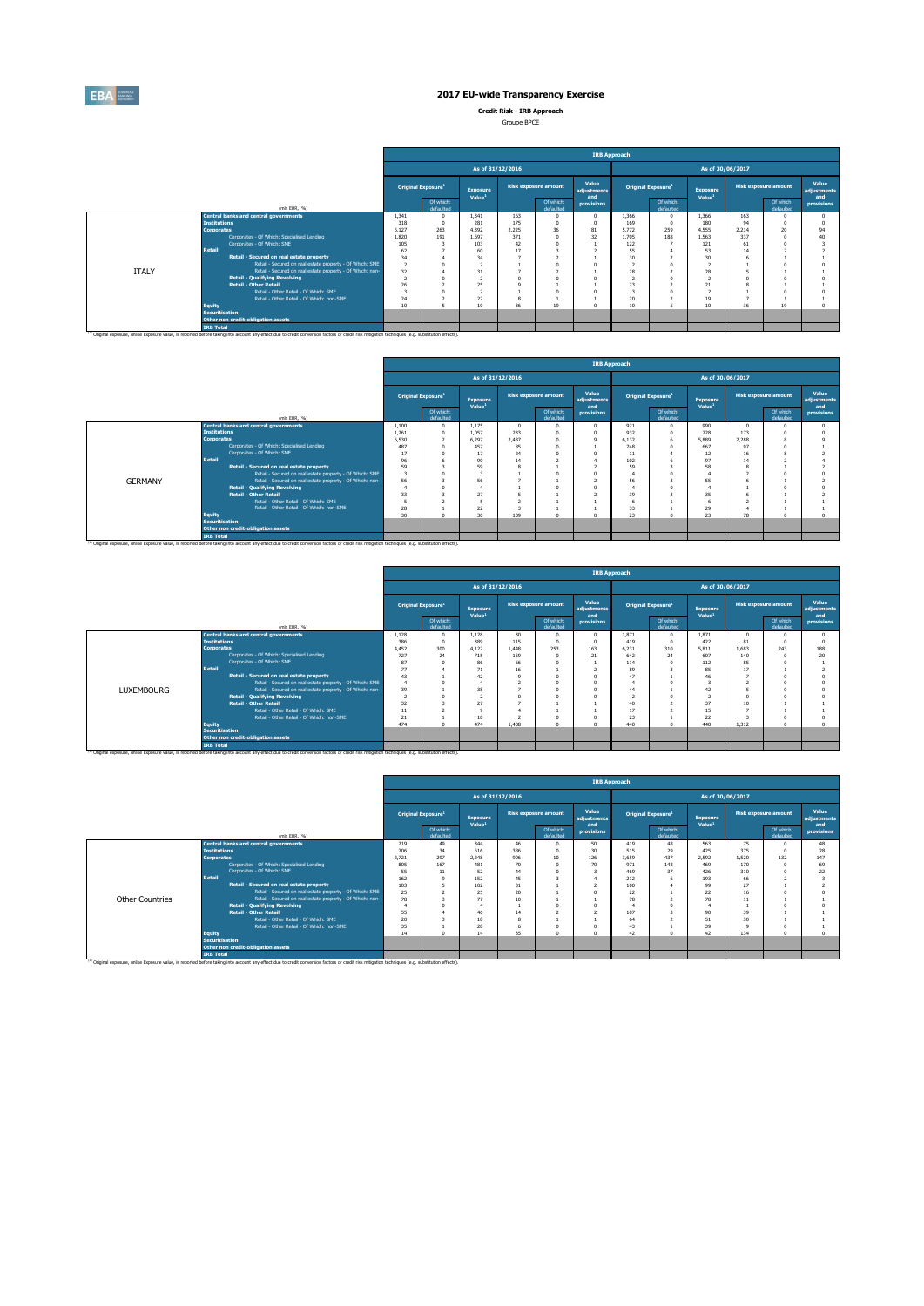# 2017 EU-wide Transparency Exercise

**Credit Risk - IRB Approach**

Groupe BPCE

| | (mln EUR, %) | As of 31/12/2016 Original Exposure[1] | Of which: defaulted | Exposure Value[1] | Risk exposure amount | Of which: defaulted | Value adjustments and provisions | As of 30/06/2017 Original Exposure[1] | Of which: defaulted | Exposure Value[1] | Risk exposure amount | Of which: defaulted | Value adjustments and provisions |
|---|---|---|---|---|---|---|---|---|---|---|---|---|---|
| ITALY | Central banks and central governments | 1,341 | 0 | 1,341 | 163 | 0 | 0 | 1,366 | 0 | 1,366 | 163 | 0 | 0 |
| | Institutions | 318 | 0 | 281 | 175 | 0 | 0 | 169 | 0 | 180 | 94 | 0 | 0 |
| | Corporates | 5,127 | 263 | 4,392 | 2,225 | 36 | 81 | 5,772 | 259 | 4,555 | 2,214 | 20 | 94 |
| | Corporates - Of Which: Specialised Lending | 1,820 | 191 | 1,697 | 371 | 0 | 32 | 1,705 | 188 | 1,563 | 337 | 0 | 40 |
| | Corporates - Of Which: SME | 105 | 3 | 103 | 42 | 0 | 1 | 122 | 7 | 121 | 61 | 0 | 3 |
| | Retail | 62 | 7 | 60 | 17 | 3 | 2 | 55 | 4 | 53 | 14 | 2 | 2 |
| | Retail - Secured on real estate property | 34 | 4 | 34 | 7 | 2 | 1 | 30 | 2 | 30 | 6 | 1 | 1 |
| | Retail - Secured on real estate property - Of Which: SME | 2 | 0 | 2 | 1 | 0 | 0 | 2 | 0 | 2 | 1 | 0 | 0 |
| | Retail - Secured on real estate property - Of Which: non-SME | 32 | 4 | 31 | 7 | 2 | 1 | 28 | 2 | 28 | 5 | 1 | 1 |
| | Retail - Qualifying Revolving | 2 | 0 | 2 | 0 | 0 | 0 | 2 | 0 | 2 | 0 | 0 | 0 |
| | Retail - Other Retail | 26 | 2 | 25 | 9 | 1 | 1 | 23 | 2 | 21 | 8 | 1 | 1 |
| | Retail - Other Retail - Of Which: SME | 3 | 0 | 2 | 1 | 0 | 0 | 3 | 0 | 2 | 1 | 0 | 0 |
| | Retail - Other Retail - Of Which: non-SME | 24 | 2 | 22 | 8 | 1 | 1 | 20 | 2 | 19 | 7 | 1 | 1 |
| | Equity | 10 | 5 | 10 | 36 | 19 | 0 | 10 | 5 | 10 | 36 | 19 | 0 |
| | Securitisation | | | | | | | | | | | | |
| | Other non credit-obligation assets | | | | | | | | | | | | |
| | IRB Total | | | | | | | | | | | | |

[1] Original exposure, unlike Exposure value, is reported before taking into account any effect due to credit conversion factors or credit risk mitigation techniques (e.g. substitution effects).

| | (mln EUR, %) | As of 31/12/2016 Original Exposure[1] | Of which: defaulted | Exposure Value[1] | Risk exposure amount | Of which: defaulted | Value adjustments and provisions | As of 30/06/2017 Original Exposure[1] | Of which: defaulted | Exposure Value[1] | Risk exposure amount | Of which: defaulted | Value adjustments and provisions |
|---|---|---|---|---|---|---|---|---|---|---|---|---|---|
| GERMANY | Central banks and central governments | 1,100 | 0 | 1,175 | 0 | 0 | 0 | 921 | 0 | 990 | 0 | 0 | 0 |
| | Institutions | 1,261 | 0 | 1,057 | 233 | 0 | 0 | 932 | 0 | 728 | 173 | 0 | 0 |
| | Corporates | 6,530 | 2 | 6,297 | 2,487 | 0 | 9 | 6,132 | 6 | 5,889 | 2,288 | 8 | 9 |
| | Corporates - Of Which: Specialised Lending | 487 | 0 | 457 | 85 | 0 | 1 | 748 | 0 | 667 | 97 | 0 | 1 |
| | Corporates - Of Which: SME | 17 | 0 | 17 | 24 | 0 | 0 | 11 | 4 | 12 | 16 | 8 | 2 |
| | Retail | 96 | 6 | 90 | 14 | 2 | 4 | 102 | 6 | 97 | 14 | 2 | 4 |
| | Retail - Secured on real estate property | 59 | 3 | 59 | 8 | 1 | 2 | 59 | 3 | 58 | 8 | 1 | 2 |
| | Retail - Secured on real estate property - Of Which: SME | 3 | 0 | 3 | 1 | 0 | 0 | 4 | 0 | 4 | 2 | 0 | 0 |
| | Retail - Secured on real estate property - Of Which: non-SME | 56 | 3 | 56 | 7 | 1 | 2 | 56 | 3 | 55 | 6 | 1 | 2 |
| | Retail - Qualifying Revolving | 4 | 0 | 4 | 1 | 0 | 0 | 4 | 0 | 4 | 1 | 0 | 0 |
| | Retail - Other Retail | 33 | 3 | 27 | 5 | 1 | 2 | 39 | 3 | 35 | 6 | 1 | 2 |
| | Retail - Other Retail - Of Which: SME | 5 | 2 | 5 | 2 | 1 | 1 | 6 | 1 | 6 | 2 | 1 | 1 |
| | Retail - Other Retail - Of Which: non-SME | 28 | 1 | 22 | 3 | 1 | 1 | 33 | 1 | 29 | 4 | 1 | 1 |
| | Equity | 30 | 0 | 30 | 109 | 0 | 0 | 23 | 0 | 23 | 78 | 0 | 0 |
| | Securitisation | | | | | | | | | | | | |
| | Other non credit-obligation assets | | | | | | | | | | | | |
| | IRB Total | | | | | | | | | | | | |

[1] Original exposure, unlike Exposure value, is reported before taking into account any effect due to credit conversion factors or credit risk mitigation techniques (e.g. substitution effects).

| | (mln EUR, %) | As of 31/12/2016 Original Exposure[1] | Of which: defaulted | Exposure Value[1] | Risk exposure amount | Of which: defaulted | Value adjustments and provisions | As of 30/06/2017 Original Exposure[1] | Of which: defaulted | Exposure Value[1] | Risk exposure amount | Of which: defaulted | Value adjustments and provisions |
|---|---|---|---|---|---|---|---|---|---|---|---|---|---|
| LUXEMBOURG | Central banks and central governments | 1,128 | 0 | 1,128 | 30 | 0 | 0 | 1,871 | 0 | 1,871 | 0 | 0 | 0 |
| | Institutions | 386 | 0 | 389 | 115 | 0 | 0 | 419 | 0 | 422 | 81 | 0 | 0 |
| | Corporates | 4,452 | 300 | 4,122 | 1,448 | 253 | 163 | 6,231 | 310 | 5,811 | 1,683 | 243 | 188 |
| | Corporates - Of Which: Specialised Lending | 727 | 24 | 715 | 159 | 0 | 21 | 642 | 24 | 607 | 140 | 0 | 20 |
| | Corporates - Of Which: SME | 87 | 0 | 86 | 66 | 0 | 1 | 114 | 0 | 112 | 85 | 0 | 1 |
| | Retail | 77 | 4 | 71 | 16 | 1 | 2 | 89 | 3 | 85 | 17 | 1 | 2 |
| | Retail - Secured on real estate property | 43 | 1 | 42 | 9 | 0 | 0 | 47 | 1 | 46 | 7 | 0 | 0 |
| | Retail - Secured on real estate property - Of Which: SME | 4 | 0 | 4 | 2 | 0 | 0 | 4 | 0 | 3 | 2 | 0 | 0 |
| | Retail - Secured on real estate property - Of Which: non-SME | 39 | 1 | 38 | 7 | 0 | 0 | 44 | 1 | 42 | 5 | 0 | 0 |
| | Retail - Qualifying Revolving | 2 | 0 | 2 | 0 | 0 | 0 | 2 | 0 | 2 | 0 | 0 | 0 |
| | Retail - Other Retail | 32 | 3 | 27 | 7 | 1 | 1 | 40 | 2 | 37 | 10 | 1 | 1 |
| | Retail - Other Retail - Of Which: SME | 11 | 2 | 9 | 4 | 1 | 1 | 17 | 2 | 15 | 7 | 1 | 1 |
| | Retail - Other Retail - Of Which: non-SME | 21 | 1 | 18 | 2 | 0 | 0 | 23 | 1 | 22 | 3 | 0 | 0 |
| | Equity | 474 | 0 | 474 | 1,408 | 0 | 0 | 440 | 0 | 440 | 1,312 | 0 | 0 |
| | Securitisation | | | | | | | | | | | | |
| | Other non credit-obligation assets | | | | | | | | | | | | |
| | IRB Total | | | | | | | | | | | | |

[1] Original exposure, unlike Exposure value, is reported before taking into account any effect due to credit conversion factors or credit risk mitigation techniques (e.g. substitution effects).

| | (mln EUR, %) | As of 31/12/2016 Original Exposure[1] | Of which: defaulted | Exposure Value[1] | Risk exposure amount | Of which: defaulted | Value adjustments and provisions | As of 30/06/2017 Original Exposure[1] | Of which: defaulted | Exposure Value[1] | Risk exposure amount | Of which: defaulted | Value adjustments and provisions |
|---|---|---|---|---|---|---|---|---|---|---|---|---|---|
| Other Countries | Central banks and central governments | 219 | 49 | 344 | 46 | 0 | 50 | 419 | 48 | 563 | 75 | 0 | 48 |
| | Institutions | 706 | 34 | 616 | 386 | 0 | 30 | 515 | 29 | 425 | 375 | 0 | 28 |
| | Corporates | 2,721 | 297 | 2,248 | 906 | 10 | 126 | 3,659 | 437 | 2,592 | 1,520 | 132 | 147 |
| | Corporates - Of Which: Specialised Lending | 805 | 167 | 481 | 70 | 0 | 70 | 971 | 148 | 469 | 170 | 0 | 69 |
| | Corporates - Of Which: SME | 55 | 11 | 52 | 44 | 0 | 3 | 469 | 37 | 426 | 310 | 0 | 22 |
| | Retail | 162 | 9 | 152 | 45 | 3 | 4 | 212 | 6 | 193 | 66 | 2 | 3 |
| | Retail - Secured on real estate property | 103 | 5 | 102 | 31 | 1 | 2 | 100 | 4 | 99 | 27 | 1 | 2 |
| | Retail - Secured on real estate property - Of Which: SME | 25 | 2 | 25 | 20 | 1 | 0 | 22 | 1 | 22 | 16 | 0 | 0 |
| | Retail - Secured on real estate property - Of Which: non-SME | 78 | 3 | 77 | 10 | 1 | 1 | 78 | 2 | 78 | 11 | 1 | 1 |
| | Retail - Qualifying Revolving | 4 | 0 | 4 | 1 | 0 | 0 | 4 | 0 | 4 | 1 | 0 | 0 |
| | Retail - Other Retail | 55 | 4 | 46 | 14 | 2 | 2 | 107 | 3 | 90 | 39 | 1 | 1 |
| | Retail - Other Retail - Of Which: SME | 20 | 3 | 18 | 8 | 1 | 1 | 64 | 2 | 51 | 30 | 1 | 1 |
| | Retail - Other Retail - Of Which: non-SME | 35 | 1 | 28 | 6 | 0 | 0 | 43 | 1 | 39 | 9 | 0 | 1 |
| | Equity | 14 | 0 | 14 | 35 | 0 | 0 | 42 | 0 | 42 | 134 | 0 | 0 |
| | Securitisation | | | | | | | | | | | | |
| | Other non credit-obligation assets | | | | | | | | | | | | |
| | IRB Total | | | | | | | | | | | | |

[1] Original exposure, unlike Exposure value, is reported before taking into account any effect due to credit conversion factors or credit risk mitigation techniques (e.g. substitution effects).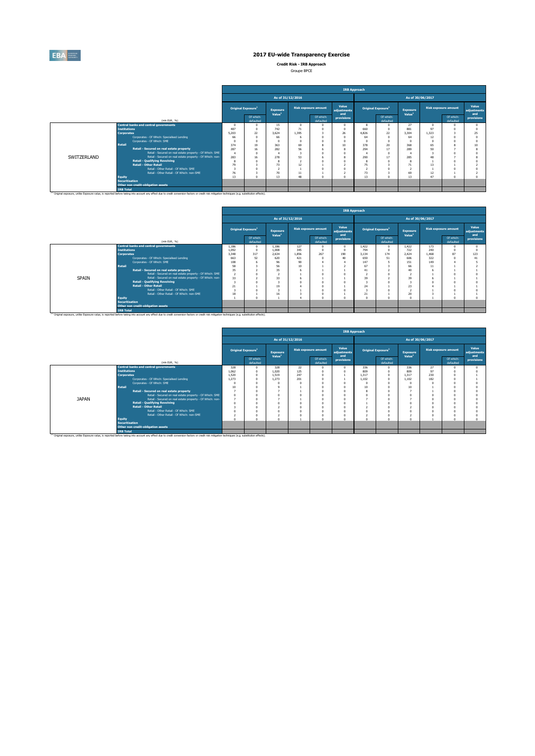# 2017 EU-wide Transparency Exercise

**Credit Risk - IRB Approach**

Groupe BPCE

| | (mln EUR, %) | IRB Approach | | | | | | | | | | | |
|---|---|---|---|---|---|---|---|---|---|---|---|---|---|
| | | As of 31/12/2016 | | | | | | As of 30/06/2017 | | | | | |
| | | Original Exposure[1] | | Exposure Value[1] | Risk exposure amount | | Value adjustments and provisions | Original Exposure[1] | | Exposure Value[1] | Risk exposure amount | | Value adjustments and provisions |
| | | | Of which: defaulted | | | Of which: defaulted | | | Of which: defaulted | | | Of which: defaulted | |
| SWITZERLAND | Central banks and central governments | 0 | 0 | 15 | 0 | 0 | 0 | 8 | 0 | 27 | 0 | 0 | 0 |
| | Institutions | 487 | 0 | 742 | 71 | 0 | 0 | 660 | 0 | 881 | 97 | 0 | 0 |
| | Corporates | 5,203 | 22 | 3,624 | 1,395 | 3 | 26 | 4,826 | 22 | 3,304 | 1,323 | 3 | 25 |
| | Corporates - Of Which: Specialised Lending | 66 | 0 | 66 | 6 | 0 | 0 | 64 | 0 | 64 | 12 | 0 | 0 |
| | Corporates - Of Which: SME | 0 | 0 | 0 | 0 | 0 | 0 | 0 | 0 | 0 | 0 | 0 | 0 |
| | Retail | 374 | 19 | 363 | 69 | 8 | 10 | 378 | 20 | 368 | 65 | 8 | 10 |
| | Retail - Secured on real estate property | 287 | 16 | 282 | 56 | 6 | 8 | 294 | 17 | 289 | 50 | 7 | 8 |
| | Retail - Secured on real estate property - Of Which: SME | 4 | 0 | 4 | 3 | 0 | 0 | 4 | 0 | 4 | 3 | 0 | 0 |
| | Retail - Secured on real estate property - Of Which: non-SME | 283 | 16 | 278 | 53 | 6 | 8 | 290 | 17 | 285 | 48 | 7 | 8 |
| | Retail - Qualifying Revolving | 8 | 0 | 8 | 2 | 0 | 0 | 8 | 0 | 8 | 1 | 0 | 0 |
| | Retail - Other Retail | 79 | 3 | 73 | 12 | 1 | 2 | 75 | 3 | 71 | 13 | 1 | 2 |
| | Retail - Other Retail - Of Which: SME | 3 | 0 | 2 | 1 | 0 | 0 | 2 | 0 | 2 | 1 | 0 | 0 |
| | Retail - Other Retail - Of Which: non-SME | 76 | 3 | 70 | 11 | 1 | 2 | 73 | 3 | 69 | 12 | 1 | 2 |
| | Equity | 13 | 0 | 13 | 48 | 0 | 0 | 13 | 0 | 13 | 47 | 0 | 0 |
| | Securitisation | | | | | | | | | | | | |
| | Other non credit-obligation assets | | | | | | | | | | | | |
| | IRB Total | | | | | | | | | | | | |

[(1)] Original exposure, unlike Exposure value, is reported before taking into account any effect due to credit conversion factors or credit risk mitigation techniques (e.g. substitution effects).

| | (mln EUR, %) | IRB Approach | | | | | | | | | | | |
|---|---|---|---|---|---|---|---|---|---|---|---|---|---|
| | | As of 31/12/2016 | | | | | | As of 30/06/2017 | | | | | |
| | | Original Exposure[1] | | Exposure Value[1] | Risk exposure amount | | Value adjustments and provisions | Original Exposure[1] | | Exposure Value[1] | Risk exposure amount | | Value adjustments and provisions |
| | | | Of which: defaulted | | | Of which: defaulted | | | Of which: defaulted | | | Of which: defaulted | |
| SPAIN | Central banks and central governments | 1,186 | 0 | 1,186 | 127 | 0 | 0 | 1,422 | 0 | 1,422 | 173 | 0 | 0 |
| | Institutions | 1,092 | 0 | 1,008 | 345 | 0 | 0 | 794 | 0 | 722 | 240 | 0 | 0 |
| | Corporates | 3,348 | 317 | 2,634 | 1,856 | 267 | 190 | 3,134 | 174 | 2,424 | 1,468 | 87 | 123 |
| | Corporates - Of Which: Specialised Lending | 663 | 52 | 620 | 421 | 0 | 40 | 650 | 51 | 606 | 322 | 0 | 41 |
| | Corporates - Of Which: SME | 108 | 6 | 96 | 90 | 4 | 4 | 147 | 5 | 151 | 149 | 4 | 5 |
| | Retail | 58 | 3 | 56 | 10 | 1 | 2 | 67 | 3 | 66 | 11 | 1 | 2 |
| | Retail - Secured on real estate property | 35 | 2 | 35 | 6 | 1 | 1 | 41 | 2 | 40 | 6 | 1 | 1 |
| | Retail - Secured on real estate property - Of Which: SME | 2 | 0 | 2 | 1 | 0 | 0 | 2 | 0 | 2 | 1 | 0 | 0 |
| | Retail - Secured on real estate property - Of Which: non-SME | 33 | 2 | 33 | 6 | 1 | 1 | 39 | 2 | 39 | 6 | 1 | 1 |
| | Retail - Qualifying Revolving | 3 | 0 | 3 | 0 | 0 | 0 | 3 | 0 | 3 | 0 | 0 | 0 |
| | Retail - Other Retail | 21 | 1 | 19 | 4 | 0 | 1 | 24 | 1 | 23 | 4 | 1 | 1 |
| | Retail - Other Retail - Of Which: SME | 3 | 0 | 3 | 1 | 0 | 0 | 3 | 0 | 2 | 1 | 0 | 0 |
| | Retail - Other Retail - Of Which: non-SME | 18 | 1 | 16 | 3 | 0 | 1 | 21 | 1 | 20 | 3 | 1 | 1 |
| | Equity | 1 | 0 | 1 | 4 | 0 | 0 | 0 | 0 | 0 | 1 | 0 | 0 |
| | Securitisation | | | | | | | | | | | | |
| | Other non credit-obligation assets | | | | | | | | | | | | |
| | IRB Total | | | | | | | | | | | | |

[(1)] Original exposure, unlike Exposure value, is reported before taking into account any effect due to credit conversion factors or credit risk mitigation techniques (e.g. substitution effects).

| | (mln EUR, %) | IRB Approach | | | | | | | | | | | |
|---|---|---|---|---|---|---|---|---|---|---|---|---|---|
| | | As of 31/12/2016 | | | | | | As of 30/06/2017 | | | | | |
| | | Original Exposure[1] | | Exposure Value[1] | Risk exposure amount | | Value adjustments and provisions | Original Exposure[1] | | Exposure Value[1] | Risk exposure amount | | Value adjustments and provisions |
| | | | Of which: defaulted | | | Of which: defaulted | | | Of which: defaulted | | | Of which: defaulted | |
| JAPAN | Central banks and central governments | 328 | 0 | 328 | 22 | 0 | 0 | 336 | 0 | 336 | 27 | 0 | 0 |
| | Institutions | 1,062 | 0 | 1,020 | 125 | 0 | 0 | 809 | 0 | 809 | 97 | 0 | 0 |
| | Corporates | 1,520 | 0 | 1,519 | 247 | 0 | 1 | 1,317 | 0 | 1,317 | 230 | 0 | 1 |
| | Corporates - Of Which: Specialised Lending | 1,273 | 0 | 1,273 | 201 | 0 | 1 | 1,102 | 0 | 1,102 | 182 | 0 | 1 |
| | Corporates - Of Which: SME | 0 | 0 | 0 | 0 | 0 | 0 | 0 | 0 | 0 | 0 | 0 | 0 |
| | Retail | 10 | 0 | 9 | 1 | 0 | 0 | 10 | 0 | 10 | 1 | 0 | 0 |
| | Retail - Secured on real estate property | 7 | 0 | 7 | 1 | 0 | 0 | 8 | 0 | 7 | 1 | 0 | 0 |
| | Retail - Secured on real estate property - Of Which: SME | 0 | 0 | 0 | 0 | 0 | 0 | 0 | 0 | 0 | 0 | 0 | 0 |
| | Retail - Secured on real estate property - Of Which: non-SME | 7 | 0 | 7 | 1 | 0 | 0 | 7 | 0 | 7 | 0 | 0 | 0 |
| | Retail - Qualifying Revolving | 0 | 0 | 0 | 0 | 0 | 0 | 1 | 0 | 0 | 0 | 0 | 0 |
| | Retail - Other Retail | 3 | 0 | 2 | 0 | 0 | 0 | 2 | 0 | 2 | 0 | 0 | 0 |
| | Retail - Other Retail - Of Which: SME | 0 | 0 | 0 | 0 | 0 | 0 | 0 | 0 | 0 | 0 | 0 | 0 |
| | Retail - Other Retail - Of Which: non-SME | 2 | 0 | 2 | 0 | 0 | 0 | 2 | 0 | 2 | 0 | 0 | 0 |
| | Equity | 0 | 0 | 0 | 1 | 0 | 0 | 0 | 0 | 0 | 1 | 0 | 0 |
| | Securitisation | | | | | | | | | | | | |
| | Other non credit-obligation assets | | | | | | | | | | | | |
| | IRB Total | | | | | | | | | | | | |

[(1)] Original exposure, unlike Exposure value, is reported before taking into account any effect due to credit conversion factors or credit risk mitigation techniques (e.g. substitution effects).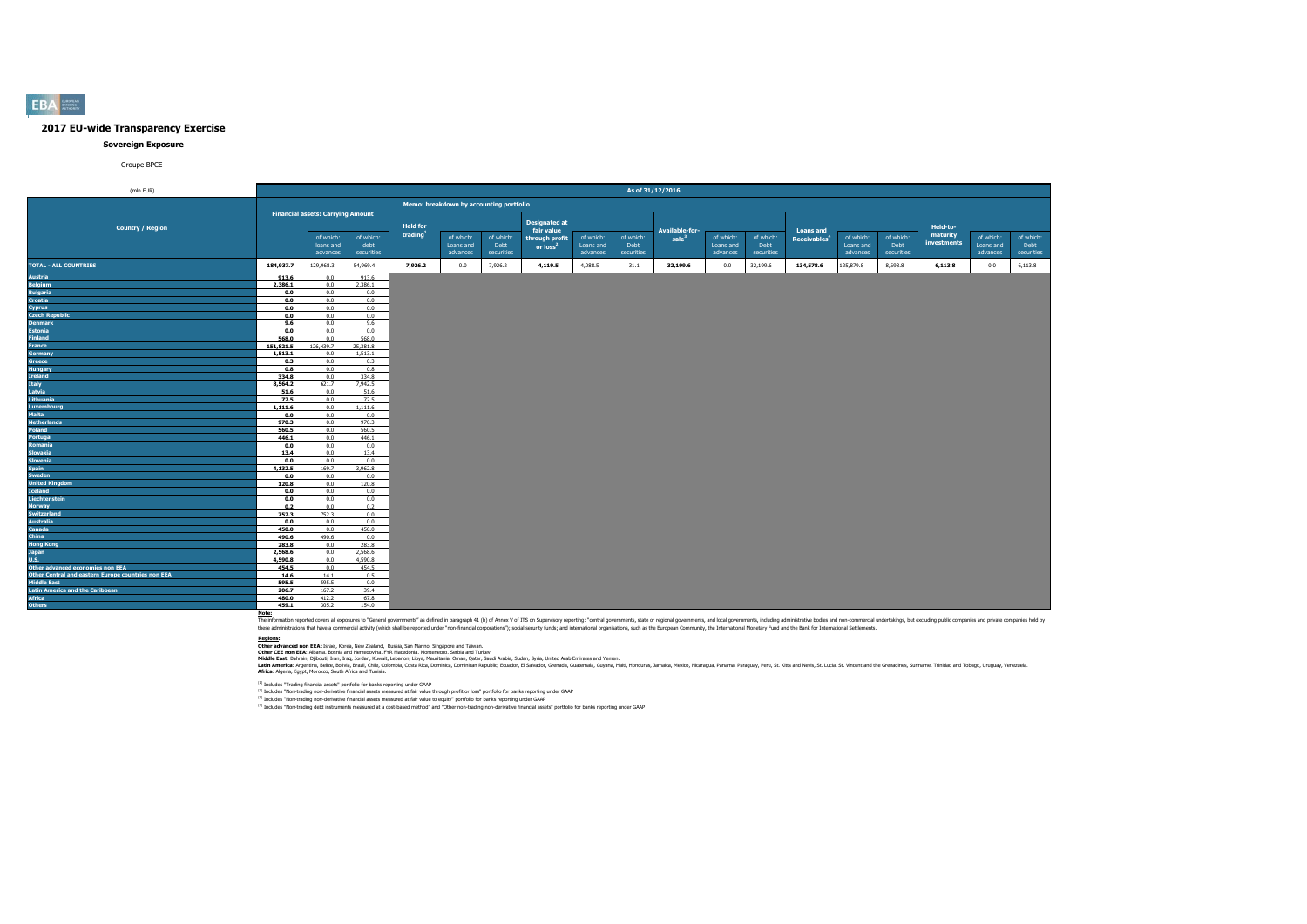# 2017 EU-wide Transparency Exercise

## Sovereign Exposure

Groupe BPCE

| (mln EUR) | As of 31/12/2016 | | | | | | | | | | | | | | | | | |
|---|---|---|---|---|---|---|---|---|---|---|---|---|---|---|---|---|---|---|
| | Financial assets: Carrying Amount | | | Memo: breakdown by accounting portfolio | | | | | | | | | | | | | | |
| Country / Region | | of which: loans and advances | of which: debt securities | Held for trading[1] | of which: Loans and advances | of which: Debt securities | Designated at fair value through profit or loss[2] | of which: Loans and advances | of which: Debt securities | Available-for-sale[3] | of which: Loans and advances | of which: Debt securities | Loans and Receivables[4] | of which: Loans and advances | of which: Debt securities | Held-to-maturity investments | of which: Loans and advances | of which: Debt securities |
| TOTAL - ALL COUNTRIES | 184,937.7 | 129,968.3 | 54,969.4 | 7,926.2 | 0.0 | 7,926.2 | 4,119.5 | 4,088.5 | 31.1 | 32,199.6 | 0.0 | 32,199.6 | 134,578.6 | 125,879.8 | 8,698.8 | 6,113.8 | 0.0 | 6,113.8 |
| Austria | 913.6 | 0.0 | 913.6 | | | | | | | | | | | | | | | |
| Belgium | 2,386.1 | 0.0 | 2,386.1 | | | | | | | | | | | | | | | |
| Bulgaria | 0.0 | 0.0 | 0.0 | | | | | | | | | | | | | | | |
| Croatia | 0.0 | 0.0 | 0.0 | | | | | | | | | | | | | | | |
| Cyprus | 0.0 | 0.0 | 0.0 | | | | | | | | | | | | | | | |
| Czech Republic | 0.0 | 0.0 | 0.0 | | | | | | | | | | | | | | | |
| Denmark | 9.6 | 0.0 | 9.6 | | | | | | | | | | | | | | | |
| Estonia | 0.0 | 0.0 | 0.0 | | | | | | | | | | | | | | | |
| Finland | 568.0 | 0.0 | 568.0 | | | | | | | | | | | | | | | |
| France | 151,821.5 | 126,439.7 | 25,381.8 | | | | | | | | | | | | | | | |
| Germany | 1,513.1 | 0.0 | 1,513.1 | | | | | | | | | | | | | | | |
| Greece | 0.3 | 0.0 | 0.3 | | | | | | | | | | | | | | | |
| Hungary | 0.8 | 0.0 | 0.8 | | | | | | | | | | | | | | | |
| Ireland | 334.8 | 0.0 | 334.8 | | | | | | | | | | | | | | | |
| Italy | 8,564.2 | 621.7 | 7,942.5 | | | | | | | | | | | | | | | |
| Latvia | 51.6 | 0.0 | 51.6 | | | | | | | | | | | | | | | |
| Lithuania | 72.5 | 0.0 | 72.5 | | | | | | | | | | | | | | | |
| Luxembourg | 1,111.6 | 0.0 | 1,111.6 | | | | | | | | | | | | | | | |
| Malta | 0.0 | 0.0 | 0.0 | | | | | | | | | | | | | | | |
| Netherlands | 970.3 | 0.0 | 970.3 | | | | | | | | | | | | | | | |
| Poland | 560.5 | 0.0 | 560.5 | | | | | | | | | | | | | | | |
| Portugal | 446.1 | 0.0 | 446.1 | | | | | | | | | | | | | | | |
| Romania | 0.0 | 0.0 | 0.0 | | | | | | | | | | | | | | | |
| Slovakia | 13.4 | 0.0 | 13.4 | | | | | | | | | | | | | | | |
| Slovenia | 0.0 | 0.0 | 0.0 | | | | | | | | | | | | | | | |
| Spain | 4,132.5 | 169.7 | 3,962.8 | | | | | | | | | | | | | | | |
| Sweden | 0.0 | 0.0 | 0.0 | | | | | | | | | | | | | | | |
| United Kingdom | 120.8 | 0.0 | 120.8 | | | | | | | | | | | | | | | |
| Iceland | 0.0 | 0.0 | 0.0 | | | | | | | | | | | | | | | |
| Liechtenstein | 0.0 | 0.0 | 0.0 | | | | | | | | | | | | | | | |
| Norway | 0.2 | 0.0 | 0.2 | | | | | | | | | | | | | | | |
| Switzerland | 752.3 | 752.3 | 0.0 | | | | | | | | | | | | | | | |
| Australia | 0.0 | 0.0 | 0.0 | | | | | | | | | | | | | | | |
| Canada | 450.0 | 0.0 | 450.0 | | | | | | | | | | | | | | | |
| China | 490.6 | 490.6 | 0.0 | | | | | | | | | | | | | | | |
| Hong Kong | 283.8 | 0.0 | 283.8 | | | | | | | | | | | | | | | |
| Japan | 2,568.6 | 0.0 | 2,568.6 | | | | | | | | | | | | | | | |
| U.S. | 4,590.8 | 0.0 | 4,590.8 | | | | | | | | | | | | | | | |
| Other advanced economies non EEA | 454.5 | 0.0 | 454.5 | | | | | | | | | | | | | | | |
| Other Central and eastern Europe countries non EEA | 14.6 | 14.1 | 0.5 | | | | | | | | | | | | | | | |
| Middle East | 595.5 | 595.5 | 0.0 | | | | | | | | | | | | | | | |
| Latin America and the Caribbean | 206.7 | 167.2 | 39.4 | | | | | | | | | | | | | | | |
| Africa | 480.0 | 412.2 | 67.8 | | | | | | | | | | | | | | | |
| Others | 459.1 | 305.2 | 154.0 | | | | | | | | | | | | | | | |

**Note:**

The information reported covers all exposures to "General governments" as defined in paragraph 41 (b) of Annex V of ITS on Supervisory reporting: "central governments, state or regional governments, and local governments, including administrative bodies and non-commercial undertakings, but excluding public companies and private companies held by these administrations that have a commercial activity (which shall be reported under "non-financial corporations"); social security funds; and international organisations, such as the European Community, the International Monetary Fund and the Bank for International Settlements.

**Regions:**

**Other advanced non EEA**: Israel, Korea, New Zealand, Russia, San Marino, Singapore and Taiwan.
**Other CEE non EEA**: Albania. Bosnia and Herzegovina. FYR Macedonia. Montenegro. Serbia and Turkey.
**Middle East**: Bahrain, Djibouti, Iran, Iraq, Jordan, Kuwait, Lebanon, Libya, Mauritania, Oman, Qatar, Saudi Arabia, Sudan, Syria, United Arab Emirates and Yemen.
**Latin America**: Argentina, Belize, Bolivia, Brazil, Chile, Colombia, Costa Rica, Dominica, Dominican Republic, Ecuador, El Salvador, Grenada, Guatemala, Guyana, Haiti, Honduras, Jamaica, Mexico, Nicaragua, Panama, Paraguay, Peru, St. Kitts and Nevis, St. Lucia, St. Vincent and the Grenadines, Suriname, Trinidad and Tobago, Uruguay, Venezuela.
**Africa**: Algeria, Egypt, Morocco, South Africa and Tunisia.

[1] Includes "Trading financial assets" portfolio for banks reporting under GAAP

[2] Includes "Non-trading non-derivative financial assets measured at fair value through profit or loss" portfolio for banks reporting under GAAP

[3] Includes "Non-trading non-derivative financial assets measured at fair value to equity" portfolio for banks reporting under GAAP

[4] Includes "Non-trading debt instruments measured at a cost-based method" and "Other non-trading non-derivative financial assets" portfolio for banks reporting under GAAP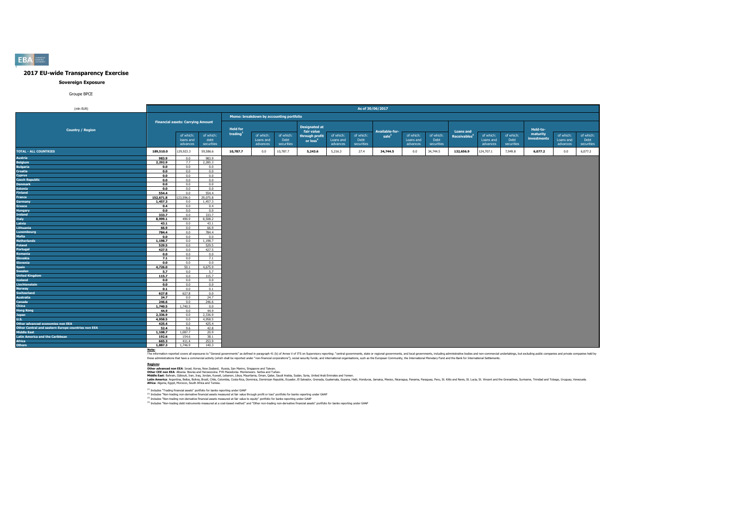# 2017 EU-wide Transparency Exercise

## Sovereign Exposure

Groupe BPCE

| (mln EUR) | As of 30/06/2017 | | | | | | | | | | | | | | | | | | |
|---|---|---|---|---|---|---|---|---|---|---|---|---|---|---|---|---|---|---|---|
| | | | | Memo: breakdown by accounting portfolio | | | | | | | | | | | | | | | |
| Country / Region | Financial assets: Carrying Amount | | | Held for trading[1] | | | Designated at fair value through profit or loss[2] | | | Available-for-sale[3] | | | Loans and Receivables[4] | | | Held-to-maturity investments | | |
| | | of which: loans and advances | of which: debt securities | | of which: Loans and advances | of which: Debt securities | | of which: Loans and advances | of which: Debt securities | | of which: Loans and advances | of which: Debt securities | | of which: Loans and advances | of which: Debt securities | | of which: Loans and advances | of which: Debt securities |
| TOTAL - ALL COUNTRIES | 189,510.0 | 129,923.3 | 59,586.6 | 10,787.7 | 0.0 | 10,787.7 | 5,243.6 | 5,216.3 | 27.4 | 34,744.5 | 0.0 | 34,744.5 | 132,656.9 | 124,707.1 | 7,949.8 | 6,077.2 | 0.0 | 6,077.2 |
| Austria | 983.9 | 0.0 | 983.9 | | | | | | | | | | | | | | | |
| Belgium | 2,292.9 | 7.7 | 2,285.3 | | | | | | | | | | | | | | | |
| Bulgaria | 0.0 | 0.0 | 0.0 | | | | | | | | | | | | | | | |
| Croatia | 0.0 | 0.0 | 0.0 | | | | | | | | | | | | | | | |
| Cyprus | 0.0 | 0.0 | 0.0 | | | | | | | | | | | | | | | |
| Czech Republic | 0.0 | 0.0 | 0.0 | | | | | | | | | | | | | | | |
| Denmark | 0.0 | 0.0 | 0.0 | | | | | | | | | | | | | | | |
| Estonia | 0.0 | 0.0 | 0.0 | | | | | | | | | | | | | | | |
| Finland | 554.4 | 0.0 | 554.4 | | | | | | | | | | | | | | | |
| France | 152,671.8 | 123,596.0 | 29,075.8 | | | | | | | | | | | | | | | |
| Germany | 1,457.3 | 0.0 | 1,457.3 | | | | | | | | | | | | | | | |
| Greece | 0.4 | 0.0 | 0.4 | | | | | | | | | | | | | | | |
| Hungary | 0.0 | 0.0 | 0.0 | | | | | | | | | | | | | | | |
| Ireland | 333.7 | 0.0 | 333.7 | | | | | | | | | | | | | | | |
| Italy | 8,999.1 | 490.9 | 8,508.2 | | | | | | | | | | | | | | | |
| Latvia | 43.1 | 0.0 | 43.1 | | | | | | | | | | | | | | | |
| Lithuania | 66.9 | 0.0 | 66.9 | | | | | | | | | | | | | | | |
| Luxembourg | 784.4 | 0.0 | 784.4 | | | | | | | | | | | | | | | |
| Malta | 0.0 | 0.0 | 0.0 | | | | | | | | | | | | | | | |
| Netherlands | 1,198.7 | 0.0 | 1,198.7 | | | | | | | | | | | | | | | |
| Poland | 529.5 | 0.0 | 529.5 | | | | | | | | | | | | | | | |
| Portugal | 427.5 | 0.0 | 427.5 | | | | | | | | | | | | | | | |
| Romania | 0.0 | 0.0 | 0.0 | | | | | | | | | | | | | | | |
| Slovakia | 7.1 | 0.0 | 7.1 | | | | | | | | | | | | | | | |
| Slovenia | 0.0 | 0.0 | 0.0 | | | | | | | | | | | | | | | |
| Spain | 4,726.0 | 50.1 | 4,675.9 | | | | | | | | | | | | | | | |
| Sweden | 5.7 | 0.0 | 5.7 | | | | | | | | | | | | | | | |
| United Kingdom | 115.7 | 0.0 | 115.7 | | | | | | | | | | | | | | | |
| Iceland | 0.0 | 0.0 | 0.0 | | | | | | | | | | | | | | | |
| Liechtenstein | 0.0 | 0.0 | 0.0 | | | | | | | | | | | | | | | |
| Norway | 0.1 | 0.0 | 0.1 | | | | | | | | | | | | | | | |
| Switzerland | 627.8 | 627.8 | 0.0 | | | | | | | | | | | | | | | |
| Australia | 24.7 | 0.0 | 24.7 | | | | | | | | | | | | | | | |
| Canada | 246.6 | 0.0 | 246.6 | | | | | | | | | | | | | | | |
| China | 1,740.5 | 1,740.5 | 0.0 | | | | | | | | | | | | | | | |
| Hong Kong | 44.9 | 0.0 | 44.9 | | | | | | | | | | | | | | | |
| Japan | 2,336.9 | 0.0 | 2,336.9 | | | | | | | | | | | | | | | |
| U.S. | 4,958.5 | 0.0 | 4,958.5 | | | | | | | | | | | | | | | |
| Other advanced economies non EEA | 425.4 | 0.0 | 425.4 | | | | | | | | | | | | | | | |
| Other Central and eastern Europe countries non EEA | 52.4 | 9.6 | 42.8 | | | | | | | | | | | | | | | |
| Middle East | 1,108.7 | 1,087.7 | 20.9 | | | | | | | | | | | | | | | |
| Latin America and the Caribbean | 192.6 | 154.6 | 38.1 | | | | | | | | | | | | | | | |
| Africa | 665.3 | 411.4 | 253.9 | | | | | | | | | | | | | | | |
| Others | 1,887.3 | 1,746.9 | 140.3 | | | | | | | | | | | | | | | |

**Note:**

The information reported covers all exposures to "General governments" as defined in paragraph 41 (b) of Annex V of ITS on Supervisory reporting: "central governments, state or regional governments, and local governments, including administrative bodies and non-commercial undertakings, but excluding public companies and private companies held by these administrations that have a commercial activity (which shall be reported under "non-financial corporations"); social security funds; and international organisations, such as the European Community, the International Monetary Fund and the Bank for International Settlements.

**Regions:**

**Other advanced non EEA:** Israel, Korea, New Zealand, Russia, San Marino, Singapore and Taiwan.
**Other CEE non EEA:** Albania, Bosnia and Herzegovina, FYR Macedonia, Montenegro, Serbia and Turkey.
**Middle East:** Bahrain, Djibouti, Iran, Iraq, Jordan, Kuwait, Lebanon, Libya, Mauritania, Oman, Qatar, Saudi Arabia, Sudan, Syria, United Arab Emirates and Yemen.
**Latin America:** Argentina, Belize, Bolivia, Brazil, Chile, Colombia, Costa Rica, Dominica, Dominican Republic, Ecuador, El Salvador, Grenada, Guatemala, Guyana, Haiti, Honduras, Jamaica, Mexico, Nicaragua, Panama, Paraguay, Peru, St. Kitts and Nevis, St. Lucia, St. Vincent and the Grenadines, Suriname, Trinidad and Tobago, Uruguay, Venezuela.
**Africa:** Algeria, Egypt, Morocco, South Africa and Tunisia.

[1] Includes "Trading financial assets" portfolio for banks reporting under GAAP

[2] Includes "Non-trading non-derivative financial assets measured at fair value through profit or loss" portfolio for banks reporting under GAAP

[3] Includes "Non-trading non-derivative financial assets measured at fair value to equity" portfolio for banks reporting under GAAP

[4] Includes "Non-trading debt instruments measured at a cost-based method" and "Other non-trading non-derivative financial assets" portfolio for banks reporting under GAAP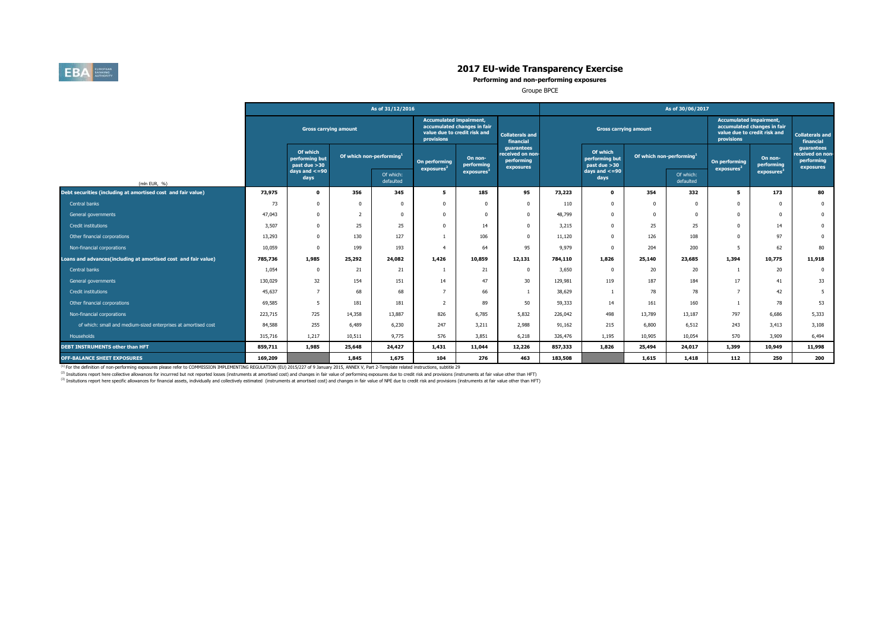# 2017 EU-wide Transparency Exercise

**Performing and non-performing exposures**

Groupe BPCE

| (mln EUR, %) | As of 31/12/2016 | | | | | | | As of 30/06/2017 | | | | | | |
|---|---|---|---|---|---|---|---|---|---|---|---|---|---|---|
| | Gross carrying amount | | | | Accumulated impairment, accumulated changes in fair value due to credit risk and provisions | | Collaterals and financial guarantees received on non-performing exposures | Gross carrying amount | | | | Accumulated impairment, accumulated changes in fair value due to credit risk and provisions | | Collaterals and financial guarantees received on non-performing exposures |
| | | Of which performing but past due >30 days and <=90 days | Of which non-performing[1] | | On performing exposures[2] | On non-performing exposures[3] | | | Of which performing but past due >30 days and <=90 days | Of which non-performing[1] | | On performing exposures[2] | On non-performing exposures[3] | |
| | | | | Of which: defaulted | | | | | | | Of which: defaulted | | | |
| **Debt securities (including at amortised cost and fair value)** | **73,975** | **0** | **356** | **345** | **5** | **185** | **95** | **73,223** | **0** | **354** | **332** | **5** | **173** | **80** |
| Central banks | 73 | 0 | 0 | 0 | 0 | 0 | 0 | 110 | 0 | 0 | 0 | 0 | 0 | 0 |
| General governments | 47,043 | 0 | 2 | 0 | 0 | 0 | 0 | 48,799 | 0 | 0 | 0 | 0 | 0 | 0 |
| Credit institutions | 3,507 | 0 | 25 | 25 | 0 | 14 | 0 | 3,215 | 0 | 25 | 25 | 0 | 14 | 0 |
| Other financial corporations | 13,293 | 0 | 130 | 127 | 1 | 106 | 0 | 11,120 | 0 | 126 | 108 | 0 | 97 | 0 |
| Non-financial corporations | 10,059 | 0 | 199 | 193 | 4 | 64 | 95 | 9,979 | 0 | 204 | 200 | 5 | 62 | 80 |
| **Loans and advances(including at amortised cost and fair value)** | **785,736** | **1,985** | **25,292** | **24,082** | **1,426** | **10,859** | **12,131** | **784,110** | **1,826** | **25,140** | **23,685** | **1,394** | **10,775** | **11,918** |
| Central banks | 1,054 | 0 | 21 | 21 | 1 | 21 | 0 | 3,650 | 0 | 20 | 20 | 1 | 20 | 0 |
| General governments | 130,029 | 32 | 154 | 151 | 14 | 47 | 30 | 129,981 | 119 | 187 | 184 | 17 | 41 | 33 |
| Credit institutions | 45,637 | 7 | 68 | 68 | 7 | 66 | 1 | 38,629 | 1 | 78 | 78 | 7 | 42 | 5 |
| Other financial corporations | 69,585 | 5 | 181 | 181 | 2 | 89 | 50 | 59,333 | 14 | 161 | 160 | 1 | 78 | 53 |
| Non-financial corporations | 223,715 | 725 | 14,358 | 13,887 | 826 | 6,785 | 5,832 | 226,042 | 498 | 13,789 | 13,187 | 797 | 6,686 | 5,333 |
| of which: small and medium-sized enterprises at amortised cost | 84,588 | 255 | 6,489 | 6,230 | 247 | 3,211 | 2,988 | 91,162 | 215 | 6,800 | 6,512 | 243 | 3,413 | 3,108 |
| Households | 315,716 | 1,217 | 10,511 | 9,775 | 576 | 3,851 | 6,218 | 326,476 | 1,195 | 10,905 | 10,054 | 570 | 3,909 | 6,494 |
| **DEBT INSTRUMENTS other than HFT** | **859,711** | **1,985** | **25,648** | **24,427** | **1,431** | **11,044** | **12,226** | **857,333** | **1,826** | **25,494** | **24,017** | **1,399** | **10,949** | **11,998** |
| **OFF-BALANCE SHEET EXPOSURES** | **169,209** | | **1,845** | **1,675** | **104** | **276** | **463** | **183,508** | | **1,615** | **1,418** | **112** | **250** | **200** |

[1] For the definition of non-performing exposures please refer to COMMISSION IMPLEMENTING REGULATION (EU) 2015/227 of 9 January 2015, ANNEX V, Part 2-Template related instructions, subtitle 29

[2] Insitutions report here collective allowances for incurrred but not reported losses (instruments at amortised cost) and changes in fair value of performing exposures due to credit risk and provisions (instruments at fair value other than HFT)

[3] Insitutions report here specific allowances for financial assets, individually and collectively estimated (instruments at amortised cost) and changes in fair value of NPE due to credit risk and provisions (instruments at fair value other than HFT)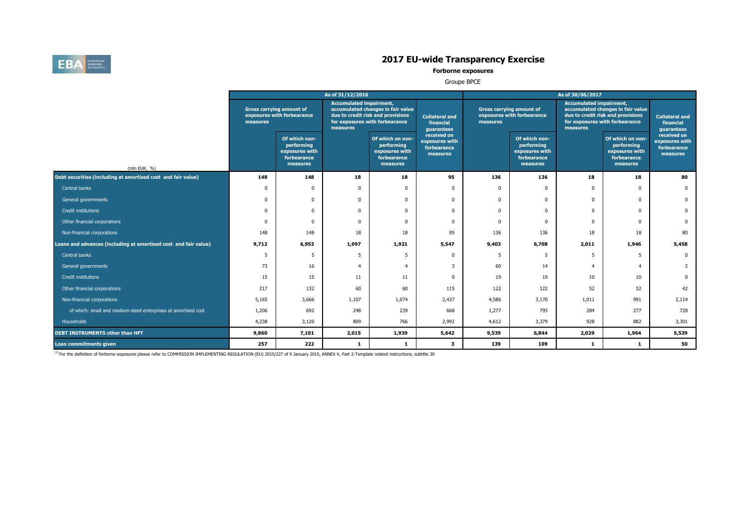# 2017 EU-wide Transparency Exercise

## Forborne exposures

Groupe BPCE

| (mln EUR, %) | As of 31/12/2016 | | | | | As of 30/06/2017 | | | | |
|---|---|---|---|---|---|---|---|---|---|---|
| | Gross carrying amount of exposures with forbearance measures | | Accumulated impairment, accumulated changes in fair value due to credit risk and provisions for exposures with forbearance measures | | Collateral and financial guarantees received on exposures with forbearance measures | Gross carrying amount of exposures with forbearance measures | | Accumulated impairment, accumulated changes in fair value due to credit risk and provisions for exposures with forbearance measures | | Collateral and financial guarantees received on exposures with forbearance measures |
| | | Of which non-performing exposures with forbearance measures | | Of which on non-performing exposures with forbearance measures | | | Of which non-performing exposures with forbearance measures | | Of which on non-performing exposures with forbearance measures | |
| **Debt securities (including at amortised cost and fair value)** | **148** | **148** | **18** | **18** | **95** | **136** | **136** | **18** | **18** | **80** |
| Central banks | 0 | 0 | 0 | 0 | 0 | 0 | 0 | 0 | 0 | 0 |
| General governments | 0 | 0 | 0 | 0 | 0 | 0 | 0 | 0 | 0 | 0 |
| Credit institutions | 0 | 0 | 0 | 0 | 0 | 0 | 0 | 0 | 0 | 0 |
| Other financial corporations | 0 | 0 | 0 | 0 | 0 | 0 | 0 | 0 | 0 | 0 |
| Non-financial corporations | 148 | 148 | 18 | 18 | 95 | 136 | 136 | 18 | 18 | 80 |
| **Loans and advances (including at amortised cost and fair value)** | **9,712** | **6,953** | **1,997** | **1,921** | **5,547** | **9,403** | **6,708** | **2,011** | **1,946** | **5,458** |
| Central banks | 5 | 5 | 5 | 5 | 0 | 5 | 5 | 5 | 5 | 0 |
| General governments | 73 | 16 | 4 | 4 | 3 | 60 | 14 | 4 | 4 | 2 |
| Credit institutions | 15 | 15 | 11 | 11 | 0 | 19 | 19 | 10 | 10 | 0 |
| Other financial corporations | 217 | 132 | 60 | 60 | 115 | 122 | 122 | 52 | 52 | 42 |
| Non-financial corporations | 5,165 | 3,666 | 1,107 | 1,074 | 2,437 | 4,586 | 3,170 | 1,011 | 991 | 2,114 |
| of which: small and medium-sized enterprises at amortised cost | 1,206 | 692 | 248 | 239 | 668 | 1,277 | 795 | 284 | 277 | 728 |
| Households | 4,238 | 3,120 | 809 | 766 | 2,992 | 4,612 | 3,379 | 928 | 882 | 3,301 |
| **DEBT INSTRUMENTS other than HFT** | **9,860** | **7,101** | **2,015** | **1,939** | **5,642** | **9,539** | **6,844** | **2,029** | **1,964** | **5,539** |
| **Loan commitments given** | **257** | **222** | **1** | **1** | **3** | **139** | **109** | **1** | **1** | **50** |

[1] For the definition of forborne exposures please refer to COMMISSION IMPLEMENTING REGULATION (EU) 2015/227 of 9 January 2015, ANNEX V, Part 2-Template related instructions, subtitle 30